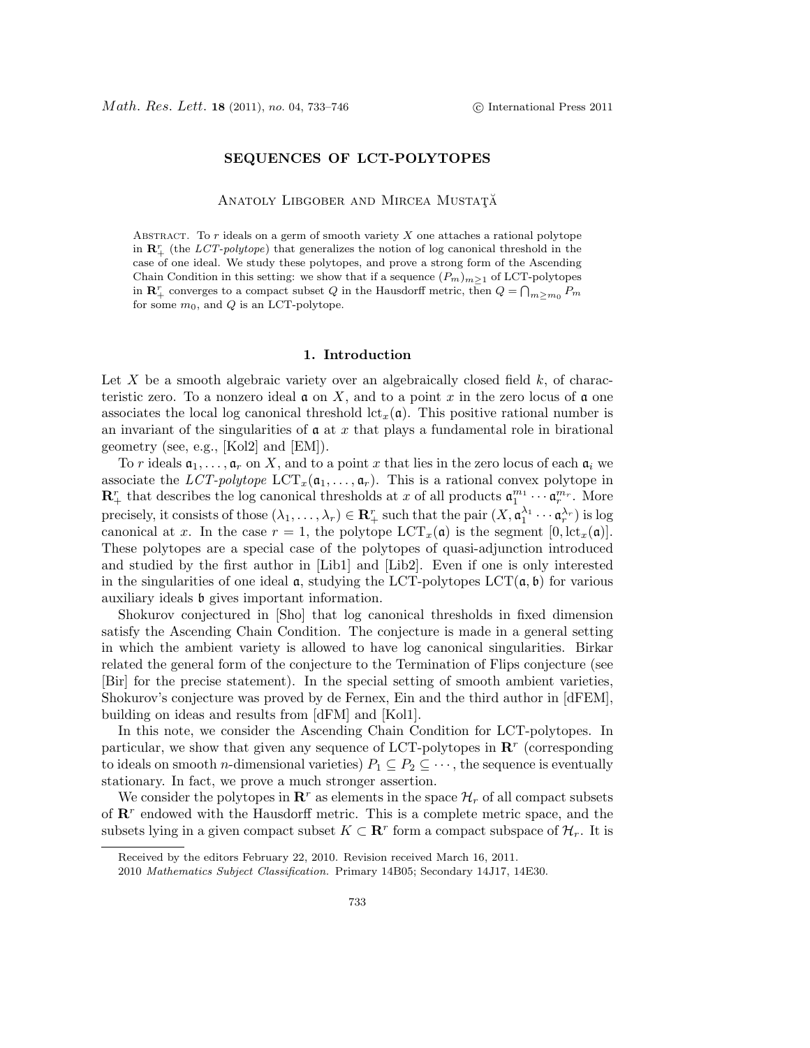# SEQUENCES OF LCT-POLYTOPES

Anatoly Libgober and Mircea Mustaţă

Abstract. To $r$ ideals on a germ of smooth variety $X$ one attaches a rational polytope in $\mathbf{R}_+^r$ (the *LCT-polytope*) that generalizes the notion of log canonical threshold in the case of one ideal. We study these polytopes, and prove a strong form of the Ascending Chain Condition in this setting: we show that if a sequence $(P_m)_{m\geq 1}$ of LCT-polytopes in $\mathbf{R}_+^r$ converges to a compact subset $Q$ in the Hausdorff metric, then $Q = \bigcap_{m\geq m_0} P_m$ for some $m_0$, and $Q$ is an LCT-polytope.

## 1. Introduction

Let $X$ be a smooth algebraic variety over an algebraically closed field $k$, of characteristic zero. To a nonzero ideal $\mathfrak{a}$ on $X$, and to a point $x$ in the zero locus of $\mathfrak{a}$ one associates the local log canonical threshold $\mathrm{lct}_x(\mathfrak{a})$. This positive rational number is an invariant of the singularities of $\mathfrak{a}$ at $x$ that plays a fundamental role in birational geometry (see, e.g., [Kol2] and [EM]).

To $r$ ideals $\mathfrak{a}_1, \ldots, \mathfrak{a}_r$ on $X$, and to a point $x$ that lies in the zero locus of each $\mathfrak{a}_i$ we associate the *LCT-polytope* $\mathrm{LCT}_x(\mathfrak{a}_1, \ldots, \mathfrak{a}_r)$. This is a rational convex polytope in $\mathbf{R}_+^r$ that describes the log canonical thresholds at $x$ of all products $\mathfrak{a}_1^{m_1} \cdots \mathfrak{a}_r^{m_r}$. More precisely, it consists of those $(\lambda_1, \ldots, \lambda_r) \in \mathbf{R}_+^r$ such that the pair $(X, \mathfrak{a}_1^{\lambda_1} \cdots \mathfrak{a}_r^{\lambda_r})$ is log canonical at $x$. In the case $r = 1$, the polytope $\mathrm{LCT}_x(\mathfrak{a})$ is the segment $[0, \mathrm{lct}_x(\mathfrak{a})]$. These polytopes are a special case of the polytopes of quasi-adjunction introduced and studied by the first author in [Lib1] and [Lib2]. Even if one is only interested in the singularities of one ideal $\mathfrak{a}$, studying the LCT-polytopes $\mathrm{LCT}(\mathfrak{a}, \mathfrak{b})$ for various auxiliary ideals $\mathfrak{b}$ gives important information.

Shokurov conjectured in [Sho] that log canonical thresholds in fixed dimension satisfy the Ascending Chain Condition. The conjecture is made in a general setting in which the ambient variety is allowed to have log canonical singularities. Birkar related the general form of the conjecture to the Termination of Flips conjecture (see [Bir] for the precise statement). In the special setting of smooth ambient varieties, Shokurov's conjecture was proved by de Fernex, Ein and the third author in [dFEM], building on ideas and results from [dFM] and [Kol1].

In this note, we consider the Ascending Chain Condition for LCT-polytopes. In particular, we show that given any sequence of LCT-polytopes in $\mathbf{R}^r$ (corresponding to ideals on smooth $n$-dimensional varieties) $P_1 \subseteq P_2 \subseteq \cdots$, the sequence is eventually stationary. In fact, we prove a much stronger assertion.

We consider the polytopes in $\mathbf{R}^r$ as elements in the space $\mathcal{H}_r$ of all compact subsets of $\mathbf{R}^r$ endowed with the Hausdorff metric. This is a complete metric space, and the subsets lying in a given compact subset $K \subset \mathbf{R}^r$ form a compact subspace of $\mathcal{H}_r$. It is

Received by the editors February 22, 2010. Revision received March 16, 2011.

2010 *Mathematics Subject Classification.* Primary 14B05; Secondary 14J17, 14E30.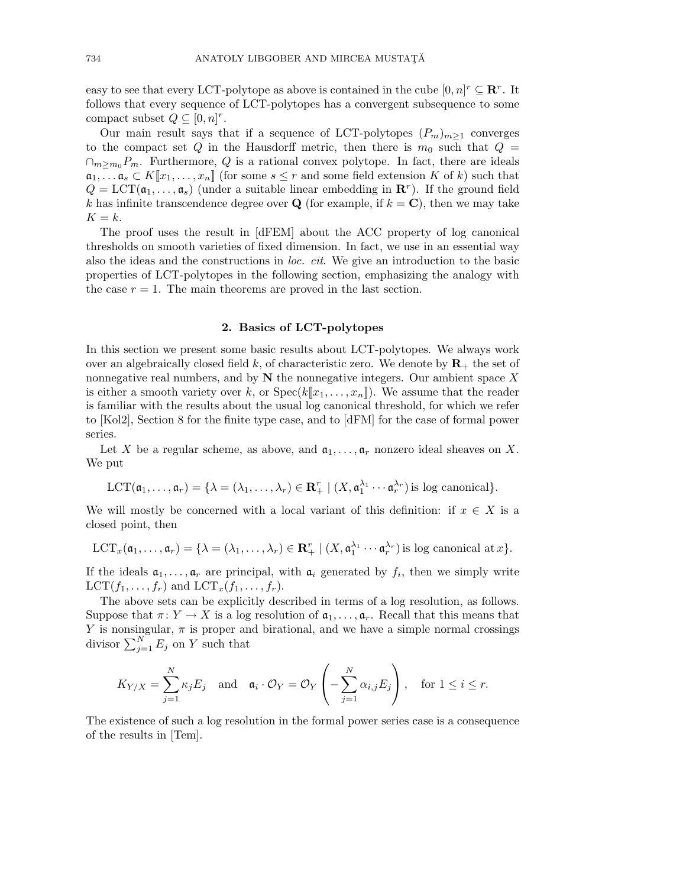easy to see that every LCT-polytope as above is contained in the cube $[0, n]^r \subseteq \mathbf{R}^r$. It follows that every sequence of LCT-polytopes has a convergent subsequence to some compact subset $Q \subseteq [0, n]^r$.

Our main result says that if a sequence of LCT-polytopes $(P_m)_{m\geq 1}$ converges to the compact set $Q$ in the Hausdorff metric, then there is $m_0$ such that $Q = \cap_{m\geq m_0} P_m$. Furthermore, $Q$ is a rational convex polytope. In fact, there are ideals $\mathfrak{a}_1, \ldots \mathfrak{a}_s \subset K[\![x_1, \ldots, x_n]\!]$ (for some $s \leq r$ and some field extension $K$ of $k$) such that $Q = \mathrm{LCT}(\mathfrak{a}_1, \ldots, \mathfrak{a}_s)$ (under a suitable linear embedding in $\mathbf{R}^r$). If the ground field $k$ has infinite transcendence degree over $\mathbf{Q}$ (for example, if $k = \mathbf{C}$), then we may take $K = k$.

The proof uses the result in [dFEM] about the ACC property of log canonical thresholds on smooth varieties of fixed dimension. In fact, we use in an essential way also the ideas and the constructions in *loc. cit.* We give an introduction to the basic properties of LCT-polytopes in the following section, emphasizing the analogy with the case $r = 1$. The main theorems are proved in the last section.

## 2. Basics of LCT-polytopes

In this section we present some basic results about LCT-polytopes. We always work over an algebraically closed field $k$, of characteristic zero. We denote by $\mathbf{R}_+$ the set of nonnegative real numbers, and by $\mathbf{N}$ the nonnegative integers. Our ambient space $X$ is either a smooth variety over $k$, or $\mathrm{Spec}(k[\![x_1, \ldots, x_n]\!])$. We assume that the reader is familiar with the results about the usual log canonical threshold, for which we refer to [Kol2], Section 8 for the finite type case, and to [dFM] for the case of formal power series.

Let $X$ be a regular scheme, as above, and $\mathfrak{a}_1, \ldots, \mathfrak{a}_r$ nonzero ideal sheaves on $X$. We put

$$\mathrm{LCT}(\mathfrak{a}_1, \ldots, \mathfrak{a}_r) = \{\lambda = (\lambda_1, \ldots, \lambda_r) \in \mathbf{R}_+^r \mid (X, \mathfrak{a}_1^{\lambda_1} \cdots \mathfrak{a}_r^{\lambda_r}) \text{ is log canonical}\}.$$

We will mostly be concerned with a local variant of this definition: if $x \in X$ is a closed point, then

$$\mathrm{LCT}_x(\mathfrak{a}_1, \ldots, \mathfrak{a}_r) = \{\lambda = (\lambda_1, \ldots, \lambda_r) \in \mathbf{R}_+^r \mid (X, \mathfrak{a}_1^{\lambda_1} \cdots \mathfrak{a}_r^{\lambda_r}) \text{ is log canonical at } x\}.$$

If the ideals $\mathfrak{a}_1, \ldots, \mathfrak{a}_r$ are principal, with $\mathfrak{a}_i$ generated by $f_i$, then we simply write $\mathrm{LCT}(f_1, \ldots, f_r)$ and $\mathrm{LCT}_x(f_1, \ldots, f_r)$.

The above sets can be explicitly described in terms of a log resolution, as follows. Suppose that $\pi \colon Y \to X$ is a log resolution of $\mathfrak{a}_1, \ldots, \mathfrak{a}_r$. Recall that this means that $Y$ is nonsingular, $\pi$ is proper and birational, and we have a simple normal crossings divisor $\sum_{j=1}^N E_j$ on $Y$ such that

$$K_{Y/X} = \sum_{j=1}^N \kappa_j E_j \quad \text{and} \quad \mathfrak{a}_i \cdot \mathcal{O}_Y = \mathcal{O}_Y\left(-\sum_{j=1}^N \alpha_{i,j} E_j\right), \quad \text{for } 1 \leq i \leq r.$$

The existence of such a log resolution in the formal power series case is a consequence of the results in [Tem].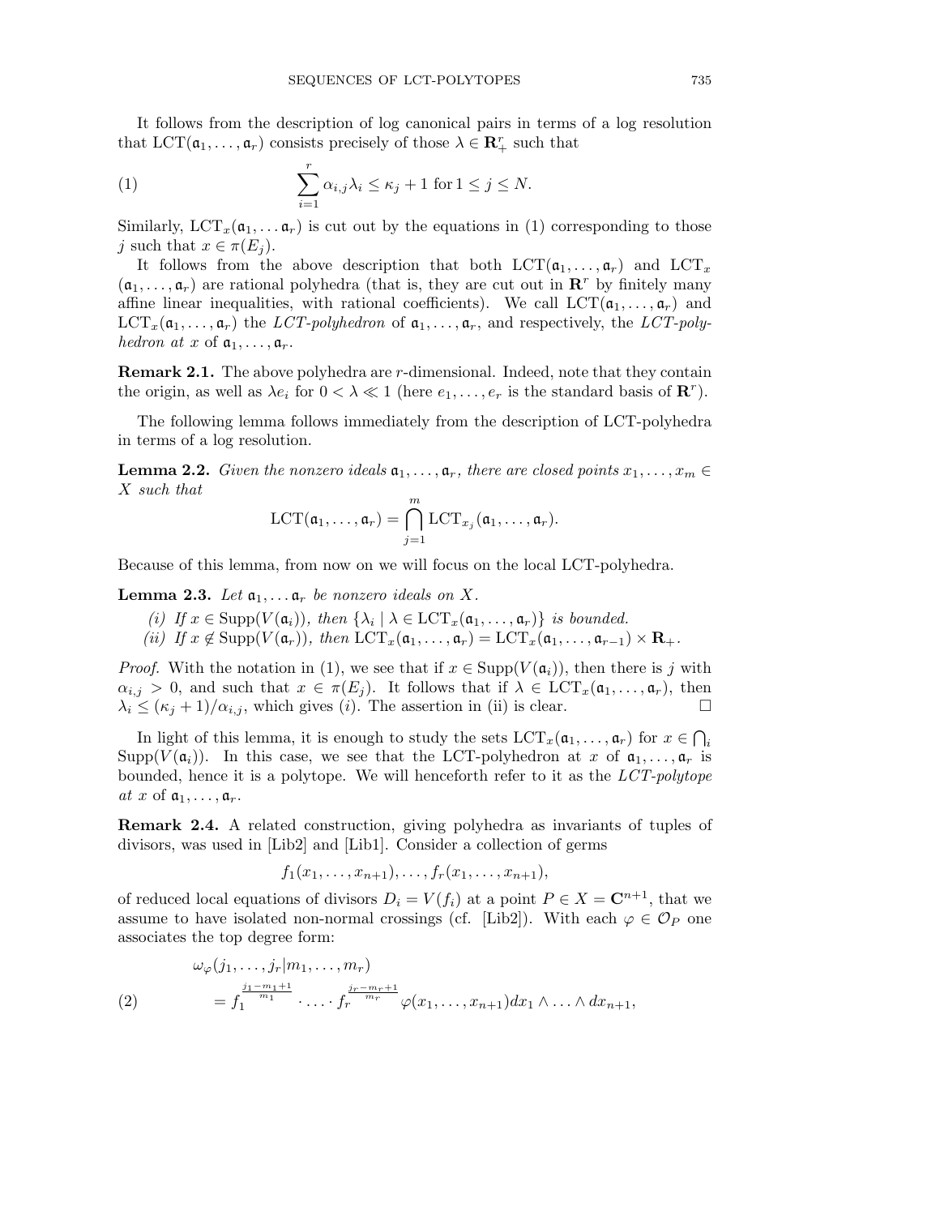It follows from the description of log canonical pairs in terms of a log resolution that $\mathrm{LCT}(\mathfrak{a}_1, \ldots, \mathfrak{a}_r)$ consists precisely of those $\lambda \in \mathbf{R}_+^r$ such that

$$\sum_{i=1}^{r} \alpha_{i,j}\lambda_i \leq \kappa_j + 1 \text{ for } 1 \leq j \leq N. \tag{1}$$

Similarly, $\mathrm{LCT}_x(\mathfrak{a}_1, \ldots \mathfrak{a}_r)$ is cut out by the equations in (1) corresponding to those $j$ such that $x \in \pi(E_j)$.

It follows from the above description that both $\mathrm{LCT}(\mathfrak{a}_1, \ldots, \mathfrak{a}_r)$ and $\mathrm{LCT}_x(\mathfrak{a}_1, \ldots, \mathfrak{a}_r)$ are rational polyhedra (that is, they are cut out in $\mathbf{R}^r$ by finitely many affine linear inequalities, with rational coefficients). We call $\mathrm{LCT}(\mathfrak{a}_1, \ldots, \mathfrak{a}_r)$ and $\mathrm{LCT}_x(\mathfrak{a}_1, \ldots, \mathfrak{a}_r)$ the *LCT-polyhedron* of $\mathfrak{a}_1, \ldots, \mathfrak{a}_r$, and respectively, the *LCT-polyhedron at* $x$ of $\mathfrak{a}_1, \ldots, \mathfrak{a}_r$.

**Remark 2.1.** The above polyhedra are $r$-dimensional. Indeed, note that they contain the origin, as well as $\lambda e_i$ for $0 < \lambda \ll 1$ (here $e_1, \ldots, e_r$ is the standard basis of $\mathbf{R}^r$).

The following lemma follows immediately from the description of LCT-polyhedra in terms of a log resolution.

**Lemma 2.2.** *Given the nonzero ideals $\mathfrak{a}_1, \ldots, \mathfrak{a}_r$, there are closed points $x_1, \ldots, x_m \in X$ such that*

$$\mathrm{LCT}(\mathfrak{a}_1, \ldots, \mathfrak{a}_r) = \bigcap_{j=1}^{m} \mathrm{LCT}_{x_j}(\mathfrak{a}_1, \ldots, \mathfrak{a}_r).$$

Because of this lemma, from now on we will focus on the local LCT-polyhedra.

**Lemma 2.3.** *Let $\mathfrak{a}_1, \ldots \mathfrak{a}_r$ be nonzero ideals on $X$.*

*(i) If $x \in \mathrm{Supp}(V(\mathfrak{a}_i))$, then $\{\lambda_i \mid \lambda \in \mathrm{LCT}_x(\mathfrak{a}_1, \ldots, \mathfrak{a}_r)\}$ is bounded.*
*(ii) If $x \notin \mathrm{Supp}(V(\mathfrak{a}_r))$, then $\mathrm{LCT}_x(\mathfrak{a}_1, \ldots, \mathfrak{a}_r) = \mathrm{LCT}_x(\mathfrak{a}_1, \ldots, \mathfrak{a}_{r-1}) \times \mathbf{R}_+$.*

*Proof.* With the notation in (1), we see that if $x \in \mathrm{Supp}(V(\mathfrak{a}_i))$, then there is $j$ with $\alpha_{i,j} > 0$, and such that $x \in \pi(E_j)$. It follows that if $\lambda \in \mathrm{LCT}_x(\mathfrak{a}_1, \ldots, \mathfrak{a}_r)$, then $\lambda_i \leq (\kappa_j + 1)/\alpha_{i,j}$, which gives $(i)$. The assertion in (ii) is clear. $\square$

In light of this lemma, it is enough to study the sets $\mathrm{LCT}_x(\mathfrak{a}_1, \ldots, \mathfrak{a}_r)$ for $x \in \bigcap_i \mathrm{Supp}(V(\mathfrak{a}_i))$. In this case, we see that the LCT-polyhedron at $x$ of $\mathfrak{a}_1, \ldots, \mathfrak{a}_r$ is bounded, hence it is a polytope. We will henceforth refer to it as the *LCT-polytope at* $x$ of $\mathfrak{a}_1, \ldots, \mathfrak{a}_r$.

**Remark 2.4.** A related construction, giving polyhedra as invariants of tuples of divisors, was used in [Lib2] and [Lib1]. Consider a collection of germs

$$f_1(x_1, \ldots, x_{n+1}), \ldots, f_r(x_1, \ldots, x_{n+1}),$$

of reduced local equations of divisors $D_i = V(f_i)$ at a point $P \in X = \mathbf{C}^{n+1}$, that we assume to have isolated non-normal crossings (cf. [Lib2]). With each $\varphi \in \mathcal{O}_P$ one associates the top degree form:

$$\begin{aligned} &\omega_\varphi(j_1, \ldots, j_r | m_1, \ldots, m_r) \\ &= f_1^{\frac{j_1 - m_1 + 1}{m_1}} \cdot \ldots \cdot f_r^{\frac{j_r - m_r + 1}{m_r}} \varphi(x_1, \ldots, x_{n+1}) dx_1 \wedge \ldots \wedge dx_{n+1}, \end{aligned} \tag{2}$$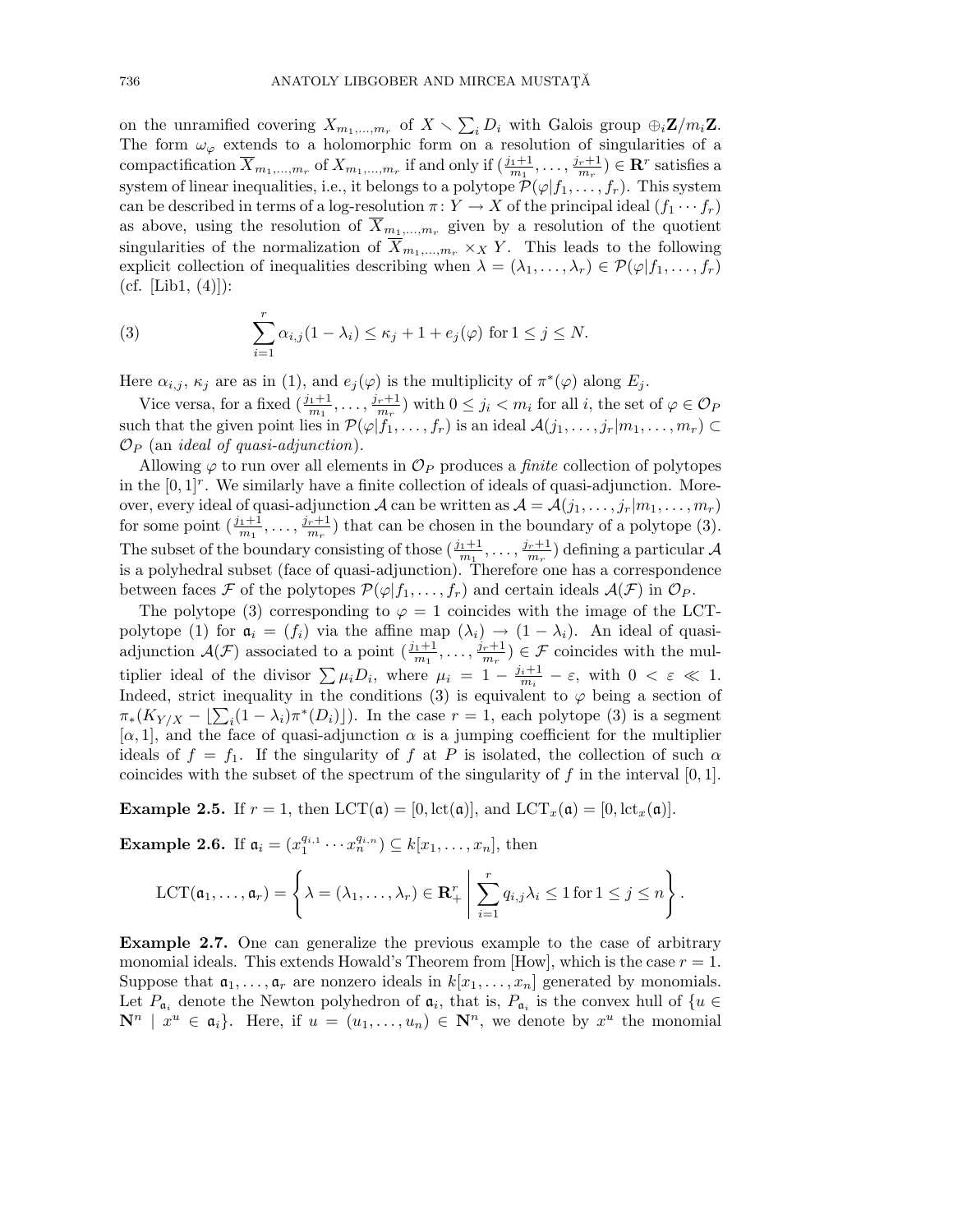on the unramified covering $X_{m_1,\ldots,m_r}$ of $X \smallsetminus \sum_i D_i$ with Galois group $\oplus_i \mathbf{Z}/m_i\mathbf{Z}$. The form $\omega_\varphi$ extends to a holomorphic form on a resolution of singularities of a compactification $\overline{X}_{m_1,\ldots,m_r}$ of $X_{m_1,\ldots,m_r}$ if and only if $(\frac{j_1+1}{m_1}, \ldots, \frac{j_r+1}{m_r}) \in \mathbf{R}^r$ satisfies a system of linear inequalities, i.e., it belongs to a polytope $\mathcal{P}(\varphi|f_1,\ldots,f_r)$. This system can be described in terms of a log-resolution $\pi\colon Y \to X$ of the principal ideal $(f_1 \cdots f_r)$ as above, using the resolution of $\overline{X}_{m_1,\ldots,m_r}$ given by a resolution of the quotient singularities of the normalization of $\overline{X}_{m_1,\ldots,m_r} \times_X Y$. This leads to the following explicit collection of inequalities describing when $\lambda = (\lambda_1, \ldots, \lambda_r) \in \mathcal{P}(\varphi|f_1,\ldots,f_r)$ (cf. [Lib1, (4)]):

$$\sum_{i=1}^{r} \alpha_{i,j}(1-\lambda_i) \leq \kappa_j + 1 + e_j(\varphi) \text{ for } 1 \leq j \leq N. \tag{3}$$

Here $\alpha_{i,j}$, $\kappa_j$ are as in (1), and $e_j(\varphi)$ is the multiplicity of $\pi^*(\varphi)$ along $E_j$.

Vice versa, for a fixed $(\frac{j_1+1}{m_1}, \ldots, \frac{j_r+1}{m_r})$ with $0 \leq j_i < m_i$ for all $i$, the set of $\varphi \in \mathcal{O}_P$ such that the given point lies in $\mathcal{P}(\varphi|f_1,\ldots,f_r)$ is an ideal $\mathcal{A}(j_1,\ldots,j_r|m_1,\ldots,m_r) \subset \mathcal{O}_P$ (an *ideal of quasi-adjunction*).

Allowing $\varphi$ to run over all elements in $\mathcal{O}_P$ produces a *finite* collection of polytopes in the $[0,1]^r$. We similarly have a finite collection of ideals of quasi-adjunction. Moreover, every ideal of quasi-adjunction $\mathcal{A}$ can be written as $\mathcal{A} = \mathcal{A}(j_1,\ldots,j_r|m_1,\ldots,m_r)$ for some point $(\frac{j_1+1}{m_1}, \ldots, \frac{j_r+1}{m_r})$ that can be chosen in the boundary of a polytope (3). The subset of the boundary consisting of those $(\frac{j_1+1}{m_1}, \ldots, \frac{j_r+1}{m_r})$ defining a particular $\mathcal{A}$ is a polyhedral subset (face of quasi-adjunction). Therefore one has a correspondence between faces $\mathcal{F}$ of the polytopes $\mathcal{P}(\varphi|f_1,\ldots,f_r)$ and certain ideals $\mathcal{A}(\mathcal{F})$ in $\mathcal{O}_P$.

The polytope (3) corresponding to $\varphi = 1$ coincides with the image of the LCT-polytope (1) for $\mathfrak{a}_i = (f_i)$ via the affine map $(\lambda_i) \to (1-\lambda_i)$. An ideal of quasi-adjunction $\mathcal{A}(\mathcal{F})$ associated to a point $(\frac{j_1+1}{m_1}, \ldots, \frac{j_r+1}{m_r}) \in \mathcal{F}$ coincides with the multiplier ideal of the divisor $\sum \mu_i D_i$, where $\mu_i = 1 - \frac{j_i+1}{m_i} - \varepsilon$, with $0 < \varepsilon \ll 1$. Indeed, strict inequality in the conditions (3) is equivalent to $\varphi$ being a section of $\pi_*(K_{Y/X} - \lfloor \sum_i (1-\lambda_i)\pi^*(D_i) \rfloor)$. In the case $r = 1$, each polytope (3) is a segment $[\alpha, 1]$, and the face of quasi-adjunction $\alpha$ is a jumping coefficient for the multiplier ideals of $f = f_1$. If the singularity of $f$ at $P$ is isolated, the collection of such $\alpha$ coincides with the subset of the spectrum of the singularity of $f$ in the interval $[0,1]$.

**Example 2.5.** If $r = 1$, then $\mathrm{LCT}(\mathfrak{a}) = [0, \mathrm{lct}(\mathfrak{a})]$, and $\mathrm{LCT}_x(\mathfrak{a}) = [0, \mathrm{lct}_x(\mathfrak{a})]$.

**Example 2.6.** If $\mathfrak{a}_i = (x_1^{q_{i,1}} \cdots x_n^{q_{i,n}}) \subseteq k[x_1,\ldots,x_n]$, then

$$\mathrm{LCT}(\mathfrak{a}_1,\ldots,\mathfrak{a}_r) = \left\{ \lambda = (\lambda_1,\ldots,\lambda_r) \in \mathbf{R}_+^r \;\middle|\; \sum_{i=1}^{r} q_{i,j}\lambda_i \leq 1 \text{ for } 1 \leq j \leq n \right\}.$$

**Example 2.7.** One can generalize the previous example to the case of arbitrary monomial ideals. This extends Howald's Theorem from [How], which is the case $r = 1$. Suppose that $\mathfrak{a}_1,\ldots,\mathfrak{a}_r$ are nonzero ideals in $k[x_1,\ldots,x_n]$ generated by monomials. Let $P_{\mathfrak{a}_i}$ denote the Newton polyhedron of $\mathfrak{a}_i$, that is, $P_{\mathfrak{a}_i}$ is the convex hull of $\{u \in \mathbf{N}^n \mid x^u \in \mathfrak{a}_i\}$. Here, if $u = (u_1,\ldots,u_n) \in \mathbf{N}^n$, we denote by $x^u$ the monomial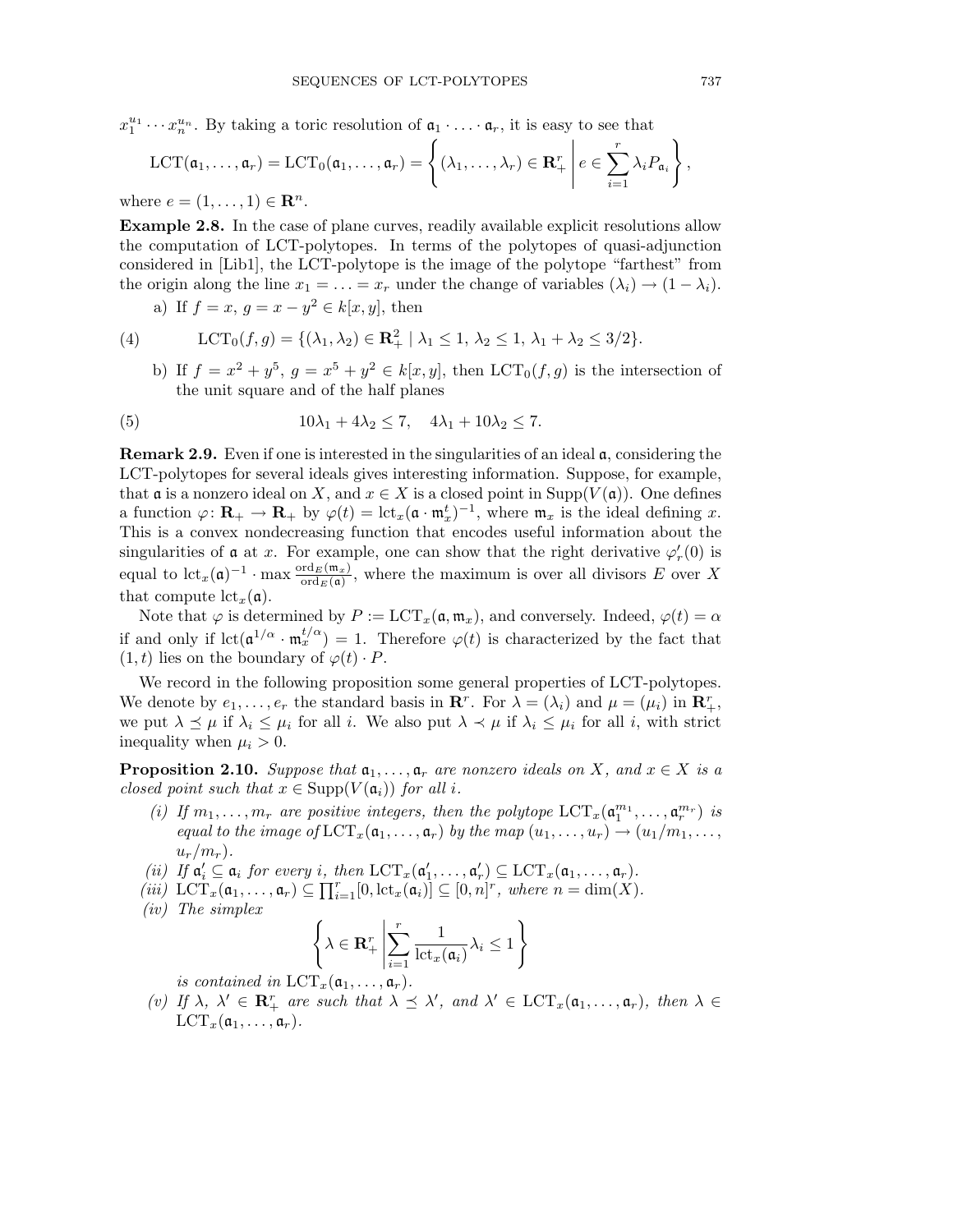$x_1^{u_1}\cdots x_n^{u_n}$. By taking a toric resolution of $\mathfrak{a}_1\cdot\ldots\cdot\mathfrak{a}_r$, it is easy to see that

$$\mathrm{LCT}(\mathfrak{a}_1,\ldots,\mathfrak{a}_r)=\mathrm{LCT}_0(\mathfrak{a}_1,\ldots,\mathfrak{a}_r)=\left\{(\lambda_1,\ldots,\lambda_r)\in\mathbf{R}_+^r \;\middle|\; e\in\sum_{i=1}^r\lambda_i P_{\mathfrak{a}_i}\right\},$$

where $e=(1,\ldots,1)\in\mathbf{R}^n$.

**Example 2.8.** In the case of plane curves, readily available explicit resolutions allow the computation of LCT-polytopes. In terms of the polytopes of quasi-adjunction considered in [Lib1], the LCT-polytope is the image of the polytope "farthest" from the origin along the line $x_1=\ldots=x_r$ under the change of variables $(\lambda_i)\to(1-\lambda_i)$.

a) If $f=x$, $g=x-y^2\in k[x,y]$, then

$$\mathrm{LCT}_0(f,g)=\{(\lambda_1,\lambda_2)\in\mathbf{R}_+^2\mid \lambda_1\leq 1,\ \lambda_2\leq 1,\ \lambda_1+\lambda_2\leq 3/2\}. \tag{4}$$

b) If $f=x^2+y^5$, $g=x^5+y^2\in k[x,y]$, then $\mathrm{LCT}_0(f,g)$ is the intersection of the unit square and of the half planes

$$10\lambda_1+4\lambda_2\leq 7,\quad 4\lambda_1+10\lambda_2\leq 7. \tag{5}$$

**Remark 2.9.** Even if one is interested in the singularities of an ideal $\mathfrak{a}$, considering the LCT-polytopes for several ideals gives interesting information. Suppose, for example, that $\mathfrak{a}$ is a nonzero ideal on $X$, and $x\in X$ is a closed point in $\mathrm{Supp}(V(\mathfrak{a}))$. One defines a function $\varphi\colon\mathbf{R}_+\to\mathbf{R}_+$ by $\varphi(t)=\mathrm{lct}_x(\mathfrak{a}\cdot\mathfrak{m}_x^t)^{-1}$, where $\mathfrak{m}_x$ is the ideal defining $x$. This is a convex nondecreasing function that encodes useful information about the singularities of $\mathfrak{a}$ at $x$. For example, one can show that the right derivative $\varphi_r'(0)$ is equal to $\mathrm{lct}_x(\mathfrak{a})^{-1}\cdot\max\frac{\mathrm{ord}_E(\mathfrak{m}_x)}{\mathrm{ord}_E(\mathfrak{a})}$, where the maximum is over all divisors $E$ over $X$ that compute $\mathrm{lct}_x(\mathfrak{a})$.

Note that $\varphi$ is determined by $P:=\mathrm{LCT}_x(\mathfrak{a},\mathfrak{m}_x)$, and conversely. Indeed, $\varphi(t)=\alpha$ if and only if $\mathrm{lct}(\mathfrak{a}^{1/\alpha}\cdot\mathfrak{m}_x^{t/\alpha})=1$. Therefore $\varphi(t)$ is characterized by the fact that $(1,t)$ lies on the boundary of $\varphi(t)\cdot P$.

We record in the following proposition some general properties of LCT-polytopes. We denote by $e_1,\ldots,e_r$ the standard basis in $\mathbf{R}^r$. For $\lambda=(\lambda_i)$ and $\mu=(\mu_i)$ in $\mathbf{R}_+^r$, we put $\lambda\preceq\mu$ if $\lambda_i\leq\mu_i$ for all $i$. We also put $\lambda\prec\mu$ if $\lambda_i\leq\mu_i$ for all $i$, with strict inequality when $\mu_i>0$.

**Proposition 2.10.** *Suppose that $\mathfrak{a}_1,\ldots,\mathfrak{a}_r$ are nonzero ideals on $X$, and $x\in X$ is a closed point such that $x\in\mathrm{Supp}(V(\mathfrak{a}_i))$ for all $i$.*

*(i) If $m_1,\ldots,m_r$ are positive integers, then the polytope $\mathrm{LCT}_x(\mathfrak{a}_1^{m_1},\ldots,\mathfrak{a}_r^{m_r})$ is equal to the image of $\mathrm{LCT}_x(\mathfrak{a}_1,\ldots,\mathfrak{a}_r)$ by the map $(u_1,\ldots,u_r)\to(u_1/m_1,\ldots,u_r/m_r)$.*

*(ii) If $\mathfrak{a}_i'\subseteq\mathfrak{a}_i$ for every $i$, then $\mathrm{LCT}_x(\mathfrak{a}_1',\ldots,\mathfrak{a}_r')\subseteq\mathrm{LCT}_x(\mathfrak{a}_1,\ldots,\mathfrak{a}_r)$.*

*(iii) $\mathrm{LCT}_x(\mathfrak{a}_1,\ldots,\mathfrak{a}_r)\subseteq\prod_{i=1}^r[0,\mathrm{lct}_x(\mathfrak{a}_i)]\subseteq[0,n]^r$, where $n=\dim(X)$.*

*(iv) The simplex*

$$\left\{\lambda\in\mathbf{R}_+^r \;\middle|\; \sum_{i=1}^r\frac{1}{\mathrm{lct}_x(\mathfrak{a}_i)}\lambda_i\leq 1\right\}$$

*is contained in $\mathrm{LCT}_x(\mathfrak{a}_1,\ldots,\mathfrak{a}_r)$.*

*(v) If $\lambda$, $\lambda'\in\mathbf{R}_+^r$ are such that $\lambda\preceq\lambda'$, and $\lambda'\in\mathrm{LCT}_x(\mathfrak{a}_1,\ldots,\mathfrak{a}_r)$, then $\lambda\in\mathrm{LCT}_x(\mathfrak{a}_1,\ldots,\mathfrak{a}_r)$.*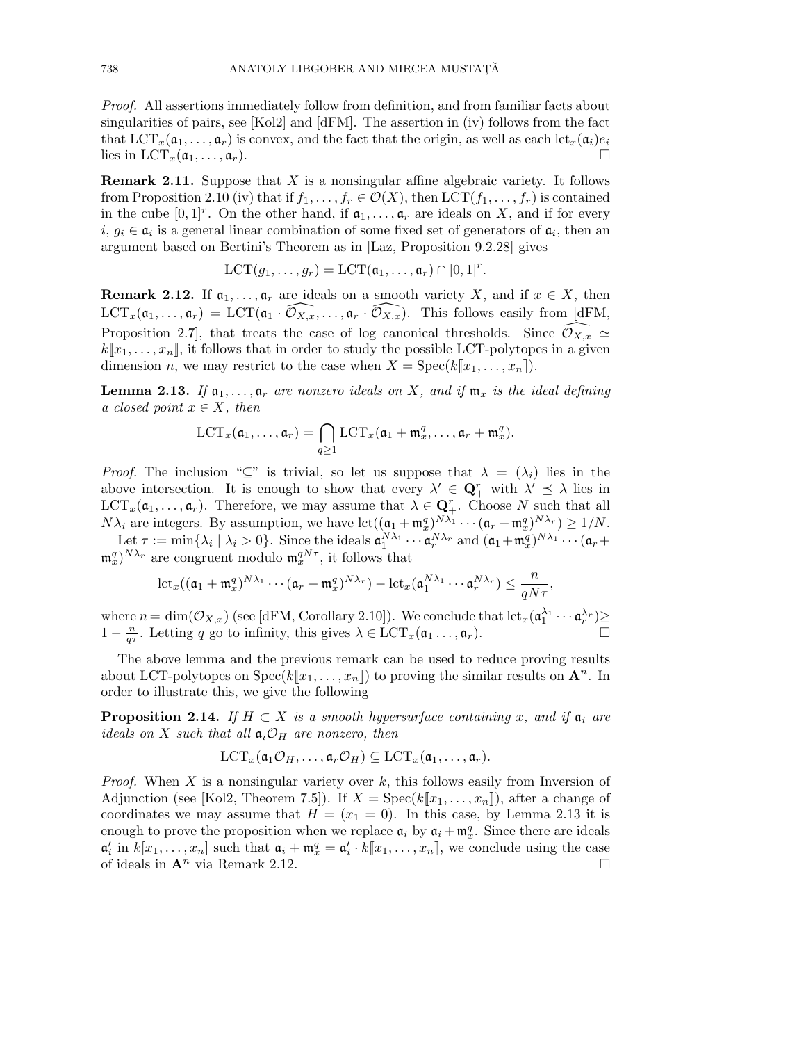*Proof.* All assertions immediately follow from definition, and from familiar facts about singularities of pairs, see [Kol2] and [dFM]. The assertion in (iv) follows from the fact that $\mathrm{LCT}_x(\mathfrak{a}_1, \ldots, \mathfrak{a}_r)$ is convex, and the fact that the origin, as well as each $\mathrm{lct}_x(\mathfrak{a}_i)e_i$ lies in $\mathrm{LCT}_x(\mathfrak{a}_1, \ldots, \mathfrak{a}_r)$. □

**Remark 2.11.** Suppose that $X$ is a nonsingular affine algebraic variety. It follows from Proposition 2.10 (iv) that if $f_1, \ldots, f_r \in \mathcal{O}(X)$, then $\mathrm{LCT}(f_1, \ldots, f_r)$ is contained in the cube $[0,1]^r$. On the other hand, if $\mathfrak{a}_1, \ldots, \mathfrak{a}_r$ are ideals on $X$, and if for every $i$, $g_i \in \mathfrak{a}_i$ is a general linear combination of some fixed set of generators of $\mathfrak{a}_i$, then an argument based on Bertini's Theorem as in [Laz, Proposition 9.2.28] gives

$$\mathrm{LCT}(g_1, \ldots, g_r) = \mathrm{LCT}(\mathfrak{a}_1, \ldots, \mathfrak{a}_r) \cap [0,1]^r.$$

**Remark 2.12.** If $\mathfrak{a}_1, \ldots, \mathfrak{a}_r$ are ideals on a smooth variety $X$, and if $x \in X$, then $\mathrm{LCT}_x(\mathfrak{a}_1, \ldots, \mathfrak{a}_r) = \mathrm{LCT}(\mathfrak{a}_1 \cdot \widehat{\mathcal{O}_{X,x}}, \ldots, \mathfrak{a}_r \cdot \widehat{\mathcal{O}_{X,x}})$. This follows easily from [dFM, Proposition 2.7], that treats the case of log canonical thresholds. Since $\widehat{\mathcal{O}_{X,x}} \simeq k[\![x_1, \ldots, x_n]\!]$, it follows that in order to study the possible LCT-polytopes in a given dimension $n$, we may restrict to the case when $X = \mathrm{Spec}(k[\![x_1, \ldots, x_n]\!])$.

**Lemma 2.13.** *If $\mathfrak{a}_1, \ldots, \mathfrak{a}_r$ are nonzero ideals on $X$, and if $\mathfrak{m}_x$ is the ideal defining a closed point $x \in X$, then*

$$\mathrm{LCT}_x(\mathfrak{a}_1, \ldots, \mathfrak{a}_r) = \bigcap_{q \geq 1} \mathrm{LCT}_x(\mathfrak{a}_1 + \mathfrak{m}_x^q, \ldots, \mathfrak{a}_r + \mathfrak{m}_x^q).$$

*Proof.* The inclusion "$\subseteq$" is trivial, so let us suppose that $\lambda = (\lambda_i)$ lies in the above intersection. It is enough to show that every $\lambda' \in \mathbf{Q}_+^r$ with $\lambda' \preceq \lambda$ lies in $\mathrm{LCT}_x(\mathfrak{a}_1, \ldots, \mathfrak{a}_r)$. Therefore, we may assume that $\lambda \in \mathbf{Q}_+^r$. Choose $N$ such that all $N\lambda_i$ are integers. By assumption, we have $\mathrm{lct}((\mathfrak{a}_1 + \mathfrak{m}_x^q)^{N\lambda_1} \cdots (\mathfrak{a}_r + \mathfrak{m}_x^q)^{N\lambda_r}) \geq 1/N$.

Let $\tau := \min\{\lambda_i \mid \lambda_i > 0\}$. Since the ideals $\mathfrak{a}_1^{N\lambda_1} \cdots \mathfrak{a}_r^{N\lambda_r}$ and $(\mathfrak{a}_1 + \mathfrak{m}_x^q)^{N\lambda_1} \cdots (\mathfrak{a}_r + \mathfrak{m}_x^q)^{N\lambda_r}$ are congruent modulo $\mathfrak{m}_x^{qN\tau}$, it follows that

$$\mathrm{lct}_x((\mathfrak{a}_1 + \mathfrak{m}_x^q)^{N\lambda_1} \cdots (\mathfrak{a}_r + \mathfrak{m}_x^q)^{N\lambda_r}) - \mathrm{lct}_x(\mathfrak{a}_1^{N\lambda_1} \cdots \mathfrak{a}_r^{N\lambda_r}) \leq \frac{n}{qN\tau},$$

where $n = \dim(\mathcal{O}_{X,x})$ (see [dFM, Corollary 2.10]). We conclude that $\mathrm{lct}_x(\mathfrak{a}_1^{\lambda_1} \cdots \mathfrak{a}_r^{\lambda_r}) \geq 1 - \frac{n}{q\tau}$. Letting $q$ go to infinity, this gives $\lambda \in \mathrm{LCT}_x(\mathfrak{a}_1 \ldots, \mathfrak{a}_r)$. □

The above lemma and the previous remark can be used to reduce proving results about LCT-polytopes on $\mathrm{Spec}(k[\![x_1, \ldots, x_n]\!])$ to proving the similar results on $\mathbf{A}^n$. In order to illustrate this, we give the following

**Proposition 2.14.** *If $H \subset X$ is a smooth hypersurface containing $x$, and if $\mathfrak{a}_i$ are ideals on $X$ such that all $\mathfrak{a}_i\mathcal{O}_H$ are nonzero, then*

$$\mathrm{LCT}_x(\mathfrak{a}_1\mathcal{O}_H, \ldots, \mathfrak{a}_r\mathcal{O}_H) \subseteq \mathrm{LCT}_x(\mathfrak{a}_1, \ldots, \mathfrak{a}_r).$$

*Proof.* When $X$ is a nonsingular variety over $k$, this follows easily from Inversion of Adjunction (see [Kol2, Theorem 7.5]). If $X = \mathrm{Spec}(k[\![x_1, \ldots, x_n]\!])$, after a change of coordinates we may assume that $H = (x_1 = 0)$. In this case, by Lemma 2.13 it is enough to prove the proposition when we replace $\mathfrak{a}_i$ by $\mathfrak{a}_i + \mathfrak{m}_x^q$. Since there are ideals $\mathfrak{a}_i'$ in $k[x_1, \ldots, x_n]$ such that $\mathfrak{a}_i + \mathfrak{m}_x^q = \mathfrak{a}_i' \cdot k[\![x_1, \ldots, x_n]\!]$, we conclude using the case of ideals in $\mathbf{A}^n$ via Remark 2.12. □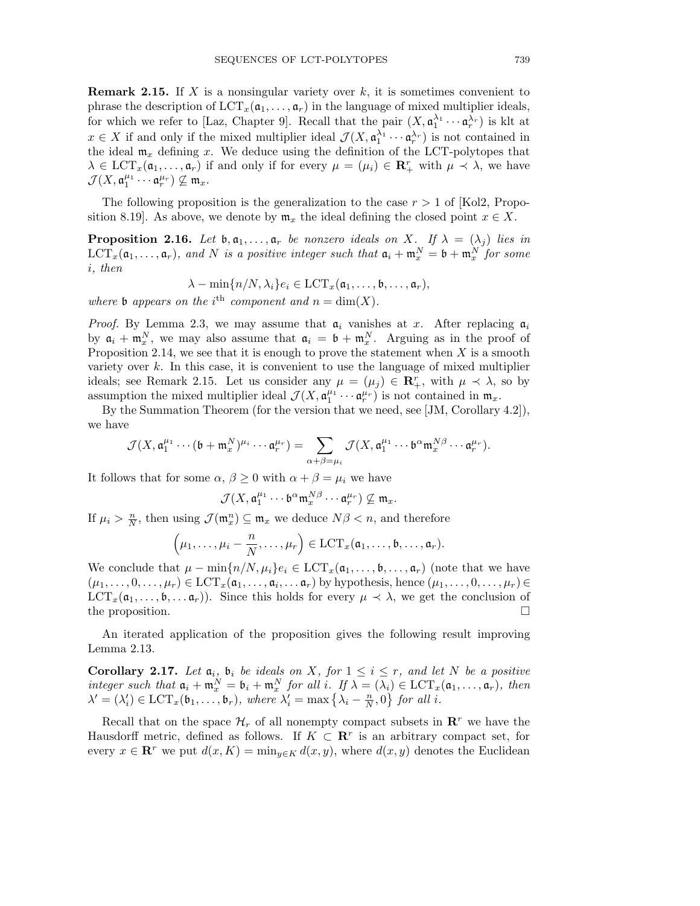**Remark 2.15.** If $X$ is a nonsingular variety over $k$, it is sometimes convenient to phrase the description of $\mathrm{LCT}_x(\mathfrak{a}_1, \ldots, \mathfrak{a}_r)$ in the language of mixed multiplier ideals, for which we refer to [Laz, Chapter 9]. Recall that the pair $(X, \mathfrak{a}_1^{\lambda_1} \cdots \mathfrak{a}_r^{\lambda_r})$ is klt at $x \in X$ if and only if the mixed multiplier ideal $\mathcal{J}(X, \mathfrak{a}_1^{\lambda_1} \cdots \mathfrak{a}_r^{\lambda_r})$ is not contained in the ideal $\mathfrak{m}_x$ defining $x$. We deduce using the definition of the LCT-polytopes that $\lambda \in \mathrm{LCT}_x(\mathfrak{a}_1, \ldots, \mathfrak{a}_r)$ if and only if for every $\mu = (\mu_i) \in \mathbf{R}_+^r$ with $\mu \prec \lambda$, we have $\mathcal{J}(X, \mathfrak{a}_1^{\mu_1} \cdots \mathfrak{a}_r^{\mu_r}) \not\subseteq \mathfrak{m}_x$.

The following proposition is the generalization to the case $r > 1$ of [Kol2, Proposition 8.19]. As above, we denote by $\mathfrak{m}_x$ the ideal defining the closed point $x \in X$.

**Proposition 2.16.** *Let $\mathfrak{b}, \mathfrak{a}_1, \ldots, \mathfrak{a}_r$ be nonzero ideals on $X$. If $\lambda = (\lambda_j)$ lies in $\mathrm{LCT}_x(\mathfrak{a}_1, \ldots, \mathfrak{a}_r)$, and $N$ is a positive integer such that $\mathfrak{a}_i + \mathfrak{m}_x^N = \mathfrak{b} + \mathfrak{m}_x^N$ for some $i$, then*

$$\lambda - \min\{n/N, \lambda_i\} e_i \in \mathrm{LCT}_x(\mathfrak{a}_1, \ldots, \mathfrak{b}, \ldots, \mathfrak{a}_r),$$

*where $\mathfrak{b}$ appears on the $i^{\text{th}}$ component and $n = \dim(X)$.*

*Proof.* By Lemma 2.3, we may assume that $\mathfrak{a}_i$ vanishes at $x$. After replacing $\mathfrak{a}_i$ by $\mathfrak{a}_i + \mathfrak{m}_x^N$, we may also assume that $\mathfrak{a}_i = \mathfrak{b} + \mathfrak{m}_x^N$. Arguing as in the proof of Proposition 2.14, we see that it is enough to prove the statement when $X$ is a smooth variety over $k$. In this case, it is convenient to use the language of mixed multiplier ideals; see Remark 2.15. Let us consider any $\mu = (\mu_j) \in \mathbf{R}_+^r$, with $\mu \prec \lambda$, so by assumption the mixed multiplier ideal $\mathcal{J}(X, \mathfrak{a}_1^{\mu_1} \cdots \mathfrak{a}_r^{\mu_r})$ is not contained in $\mathfrak{m}_x$.

By the Summation Theorem (for the version that we need, see [JM, Corollary 4.2]), we have

$$\mathcal{J}(X, \mathfrak{a}_1^{\mu_1} \cdots (\mathfrak{b} + \mathfrak{m}_x^N)^{\mu_i} \cdots \mathfrak{a}_r^{\mu_r}) = \sum_{\alpha + \beta = \mu_i} \mathcal{J}(X, \mathfrak{a}_1^{\mu_1} \cdots \mathfrak{b}^{\alpha} \mathfrak{m}_x^{N\beta} \cdots \mathfrak{a}_r^{\mu_r}).$$

It follows that for some $\alpha$, $\beta \geq 0$ with $\alpha + \beta = \mu_i$ we have

$$\mathcal{J}(X, \mathfrak{a}_1^{\mu_1} \cdots \mathfrak{b}^{\alpha} \mathfrak{m}_x^{N\beta} \cdots \mathfrak{a}_r^{\mu_r}) \not\subseteq \mathfrak{m}_x.$$

If $\mu_i > \frac{n}{N}$, then using $\mathcal{J}(\mathfrak{m}_x^n) \subseteq \mathfrak{m}_x$ we deduce $N\beta < n$, and therefore

$$\left(\mu_1, \ldots, \mu_i - \frac{n}{N}, \ldots, \mu_r\right) \in \mathrm{LCT}_x(\mathfrak{a}_1, \ldots, \mathfrak{b}, \ldots, \mathfrak{a}_r).$$

We conclude that $\mu - \min\{n/N, \mu_i\} e_i \in \mathrm{LCT}_x(\mathfrak{a}_1, \ldots, \mathfrak{b}, \ldots, \mathfrak{a}_r)$ (note that we have $(\mu_1, \ldots, 0, \ldots, \mu_r) \in \mathrm{LCT}_x(\mathfrak{a}_1, \ldots, \mathfrak{a}_i, \ldots \mathfrak{a}_r)$ by hypothesis, hence $(\mu_1, \ldots, 0, \ldots, \mu_r) \in \mathrm{LCT}_x(\mathfrak{a}_1, \ldots, \mathfrak{b}, \ldots \mathfrak{a}_r)$). Since this holds for every $\mu \prec \lambda$, we get the conclusion of the proposition. $\square$

An iterated application of the proposition gives the following result improving Lemma 2.13.

**Corollary 2.17.** *Let $\mathfrak{a}_i$, $\mathfrak{b}_i$ be ideals on $X$, for $1 \leq i \leq r$, and let $N$ be a positive integer such that $\mathfrak{a}_i + \mathfrak{m}_x^N = \mathfrak{b}_i + \mathfrak{m}_x^N$ for all $i$. If $\lambda = (\lambda_i) \in \mathrm{LCT}_x(\mathfrak{a}_1, \ldots, \mathfrak{a}_r)$, then $\lambda' = (\lambda'_i) \in \mathrm{LCT}_x(\mathfrak{b}_1, \ldots, \mathfrak{b}_r)$, where $\lambda'_i = \max\left\{\lambda_i - \frac{n}{N}, 0\right\}$ for all $i$.*

Recall that on the space $\mathcal{H}_r$ of all nonempty compact subsets in $\mathbf{R}^r$ we have the Hausdorff metric, defined as follows. If $K \subset \mathbf{R}^r$ is an arbitrary compact set, for every $x \in \mathbf{R}^r$ we put $d(x, K) = \min_{y \in K} d(x, y)$, where $d(x, y)$ denotes the Euclidean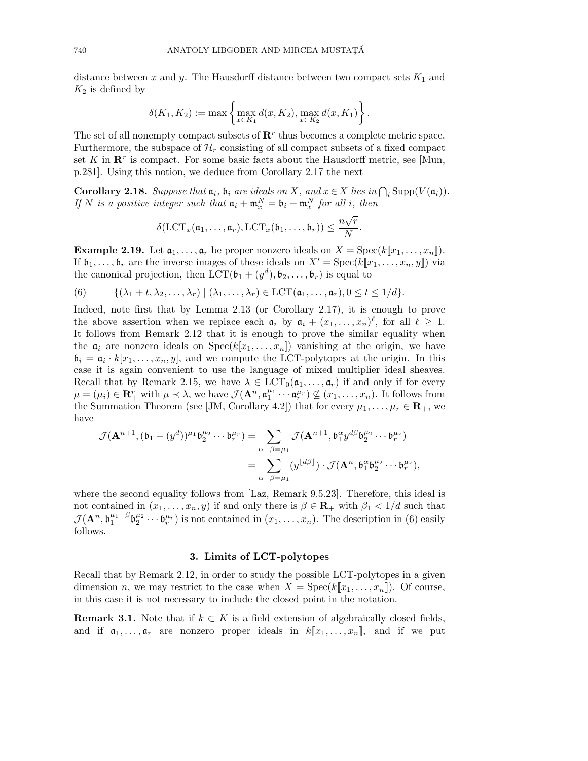distance between $x$ and $y$. The Hausdorff distance between two compact sets $K_1$ and $K_2$ is defined by

$$\delta(K_1, K_2) := \max\left\{\max_{x\in K_1} d(x, K_2), \max_{x\in K_2} d(x, K_1)\right\}.$$

The set of all nonempty compact subsets of $\mathbf{R}^r$ thus becomes a complete metric space. Furthermore, the subspace of $\mathcal{H}_r$ consisting of all compact subsets of a fixed compact set $K$ in $\mathbf{R}^r$ is compact. For some basic facts about the Hausdorff metric, see [Mun, p.281]. Using this notion, we deduce from Corollary 2.17 the next

**Corollary 2.18.** *Suppose that $\mathfrak{a}_i$, $\mathfrak{b}_i$ are ideals on $X$, and $x \in X$ lies in $\bigcap_i \mathrm{Supp}(V(\mathfrak{a}_i))$. If $N$ is a positive integer such that $\mathfrak{a}_i + \mathfrak{m}_x^N = \mathfrak{b}_i + \mathfrak{m}_x^N$ for all $i$, then*

$$\delta(\mathrm{LCT}_x(\mathfrak{a}_1, \ldots, \mathfrak{a}_r), \mathrm{LCT}_x(\mathfrak{b}_1, \ldots, \mathfrak{b}_r)) \leq \frac{n\sqrt{r}}{N}.$$

**Example 2.19.** Let $\mathfrak{a}_1, \ldots, \mathfrak{a}_r$ be proper nonzero ideals on $X = \mathrm{Spec}(k[\![x_1, \ldots, x_n]\!])$. If $\mathfrak{b}_1, \ldots, \mathfrak{b}_r$ are the inverse images of these ideals on $X' = \mathrm{Spec}(k[\![x_1, \ldots, x_n, y]\!])$ via the canonical projection, then $\mathrm{LCT}(\mathfrak{b}_1 + (y^d), \mathfrak{b}_2, \ldots, \mathfrak{b}_r)$ is equal to

$$\{(\lambda_1 + t, \lambda_2, \ldots, \lambda_r) \mid (\lambda_1, \ldots, \lambda_r) \in \mathrm{LCT}(\mathfrak{a}_1, \ldots, \mathfrak{a}_r), 0 \leq t \leq 1/d\}. \tag{6}$$

Indeed, note first that by Lemma 2.13 (or Corollary 2.17), it is enough to prove the above assertion when we replace each $\mathfrak{a}_i$ by $\mathfrak{a}_i + (x_1, \ldots, x_n)^\ell$, for all $\ell \geq 1$. It follows from Remark 2.12 that it is enough to prove the similar equality when the $\mathfrak{a}_i$ are nonzero ideals on $\mathrm{Spec}(k[x_1, \ldots, x_n])$ vanishing at the origin, we have $\mathfrak{b}_i = \mathfrak{a}_i \cdot k[x_1, \ldots, x_n, y]$, and we compute the LCT-polytopes at the origin. In this case it is again convenient to use the language of mixed multiplier ideal sheaves. Recall that by Remark 2.15, we have $\lambda \in \mathrm{LCT}_0(\mathfrak{a}_1, \ldots, \mathfrak{a}_r)$ if and only if for every $\mu = (\mu_i) \in \mathbf{R}_+^r$ with $\mu \prec \lambda$, we have $\mathcal{J}(\mathbf{A}^n, \mathfrak{a}_1^{\mu_1} \cdots \mathfrak{a}_r^{\mu_r}) \not\subseteq (x_1, \ldots, x_n)$. It follows from the Summation Theorem (see [JM, Corollary 4.2]) that for every $\mu_1, \ldots, \mu_r \in \mathbf{R}_+$, we have

$$\begin{aligned}\mathcal{J}(\mathbf{A}^{n+1}, (\mathfrak{b}_1 + (y^d))^{\mu_1}\mathfrak{b}_2^{\mu_2} \cdots \mathfrak{b}_r^{\mu_r}) &= \sum_{\alpha+\beta=\mu_1} \mathcal{J}(\mathbf{A}^{n+1}, \mathfrak{b}_1^{\alpha} y^{d\beta} \mathfrak{b}_2^{\mu_2} \cdots \mathfrak{b}_r^{\mu_r}) \\ &= \sum_{\alpha+\beta=\mu_1} (y^{\lfloor d\beta \rfloor}) \cdot \mathcal{J}(\mathbf{A}^n, \mathfrak{b}_1^{\alpha}\mathfrak{b}_2^{\mu_2} \cdots \mathfrak{b}_r^{\mu_r}),\end{aligned}$$

where the second equality follows from [Laz, Remark 9.5.23]. Therefore, this ideal is not contained in $(x_1, \ldots, x_n, y)$ if and only there is $\beta \in \mathbf{R}_+$ with $\beta_1 < 1/d$ such that $\mathcal{J}(\mathbf{A}^n, \mathfrak{b}_1^{\mu_1 - \beta}\mathfrak{b}_2^{\mu_2} \cdots \mathfrak{b}_r^{\mu_r})$ is not contained in $(x_1, \ldots, x_n)$. The description in (6) easily follows.

## 3. Limits of LCT-polytopes

Recall that by Remark 2.12, in order to study the possible LCT-polytopes in a given dimension $n$, we may restrict to the case when $X = \mathrm{Spec}(k[\![x_1, \ldots, x_n]\!])$. Of course, in this case it is not necessary to include the closed point in the notation.

**Remark 3.1.** Note that if $k \subset K$ is a field extension of algebraically closed fields, and if $\mathfrak{a}_1, \ldots, \mathfrak{a}_r$ are nonzero proper ideals in $k[\![x_1, \ldots, x_n]\!]$, and if we put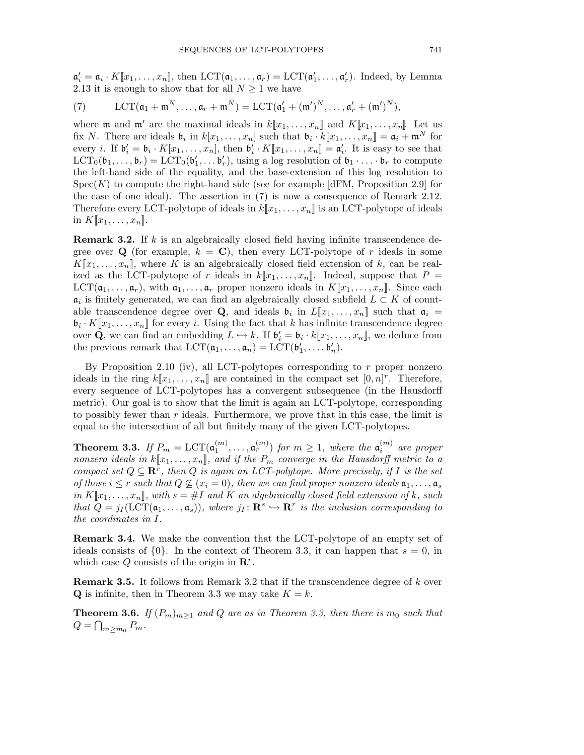$\mathfrak{a}_i' = \mathfrak{a}_i \cdot K[\![x_1, \ldots, x_n]\!]$, then $\mathrm{LCT}(\mathfrak{a}_1, \ldots, \mathfrak{a}_r) = \mathrm{LCT}(\mathfrak{a}_1', \ldots, \mathfrak{a}_r')$. Indeed, by Lemma 2.13 it is enough to show that for all $N \geq 1$ we have

$$\mathrm{LCT}(\mathfrak{a}_1 + \mathfrak{m}^N, \ldots, \mathfrak{a}_r + \mathfrak{m}^N) = \mathrm{LCT}(\mathfrak{a}_1' + (\mathfrak{m}')^N, \ldots, \mathfrak{a}_r' + (\mathfrak{m}')^N), \tag{7}$$

where $\mathfrak{m}$ and $\mathfrak{m}'$ are the maximal ideals in $k[\![x_1, \ldots, x_n]\!]$ and $K[\![x_1, \ldots, x_n]\!]$. Let us fix $N$. There are ideals $\mathfrak{b}_i$ in $k[x_1, \ldots, x_n]$ such that $\mathfrak{b}_i \cdot k[\![x_1, \ldots, x_n]\!] = \mathfrak{a}_i + \mathfrak{m}^N$ for every $i$. If $\mathfrak{b}_i' = \mathfrak{b}_i \cdot K[x_1, \ldots, x_n]$, then $\mathfrak{b}_i' \cdot K[\![x_1, \ldots, x_n]\!] = \mathfrak{a}_i'$. It is easy to see that $\mathrm{LCT}_0(\mathfrak{b}_1, \ldots, \mathfrak{b}_r) = \mathrm{LCT}_0(\mathfrak{b}_1', \ldots \mathfrak{b}_r')$, using a log resolution of $\mathfrak{b}_1 \cdot \ldots \cdot \mathfrak{b}_r$ to compute the left-hand side of the equality, and the base-extension of this log resolution to $\mathrm{Spec}(K)$ to compute the right-hand side (see for example [dFM, Proposition 2.9] for the case of one ideal). The assertion in (7) is now a consequence of Remark 2.12. Therefore every LCT-polytope of ideals in $k[\![x_1, \ldots, x_n]\!]$ is an LCT-polytope of ideals in $K[\![x_1, \ldots, x_n]\!]$.

**Remark 3.2.** If $k$ is an algebraically closed field having infinite transcendence degree over $\mathbf{Q}$ (for example, $k = \mathbf{C}$), then every LCT-polytope of $r$ ideals in some $K[\![x_1, \ldots, x_n]\!]$, where $K$ is an algebraically closed field extension of $k$, can be realized as the LCT-polytope of $r$ ideals in $k[\![x_1, \ldots, x_n]\!]$. Indeed, suppose that $P = \mathrm{LCT}(\mathfrak{a}_1, \ldots, \mathfrak{a}_r)$, with $\mathfrak{a}_1, \ldots, \mathfrak{a}_r$ proper nonzero ideals in $K[\![x_1, \ldots, x_n]\!]$. Since each $\mathfrak{a}_i$ is finitely generated, we can find an algebraically closed subfield $L \subset K$ of countable transcendence degree over $\mathbf{Q}$, and ideals $\mathfrak{b}_i$ in $L[\![x_1, \ldots, x_n]\!]$ such that $\mathfrak{a}_i = \mathfrak{b}_i \cdot K[\![x_1, \ldots, x_n]\!]$ for every $i$. Using the fact that $k$ has infinite transcendence degree over $\mathbf{Q}$, we can find an embedding $L \hookrightarrow k$. If $\mathfrak{b}_i' = \mathfrak{b}_i \cdot k[\![x_1, \ldots, x_n]\!]$, we deduce from the previous remark that $\mathrm{LCT}(\mathfrak{a}_1, \ldots, \mathfrak{a}_n) = \mathrm{LCT}(\mathfrak{b}_1', \ldots, \mathfrak{b}_n')$.

By Proposition 2.10 (iv), all LCT-polytopes corresponding to $r$ proper nonzero ideals in the ring $k[\![x_1, \ldots, x_n]\!]$ are contained in the compact set $[0, n]^r$. Therefore, every sequence of LCT-polytopes has a convergent subsequence (in the Hausdorff metric). Our goal is to show that the limit is again an LCT-polytope, corresponding to possibly fewer than $r$ ideals. Furthermore, we prove that in this case, the limit is equal to the intersection of all but finitely many of the given LCT-polytopes.

**Theorem 3.3.** *If $P_m = \mathrm{LCT}(\mathfrak{a}_1^{(m)}, \ldots, \mathfrak{a}_r^{(m)})$ for $m \geq 1$, where the $\mathfrak{a}_i^{(m)}$ are proper nonzero ideals in $k[\![x_1, \ldots, x_n]\!]$, and if the $P_m$ converge in the Hausdorff metric to a compact set $Q \subseteq \mathbf{R}^r$, then $Q$ is again an LCT-polytope. More precisely, if $I$ is the set of those $i \leq r$ such that $Q \not\subseteq (x_i = 0)$, then we can find proper nonzero ideals $\mathfrak{a}_1, \ldots, \mathfrak{a}_s$ in $K[\![x_1, \ldots, x_n]\!]$, with $s = \#I$ and $K$ an algebraically closed field extension of $k$, such that $Q = j_I(\mathrm{LCT}(\mathfrak{a}_1, \ldots, \mathfrak{a}_s))$, where $j_I \colon \mathbf{R}^s \hookrightarrow \mathbf{R}^r$ is the inclusion corresponding to the coordinates in $I$.*

**Remark 3.4.** We make the convention that the LCT-polytope of an empty set of ideals consists of $\{0\}$. In the context of Theorem 3.3, it can happen that $s = 0$, in which case $Q$ consists of the origin in $\mathbf{R}^r$.

**Remark 3.5.** It follows from Remark 3.2 that if the transcendence degree of $k$ over $\mathbf{Q}$ is infinite, then in Theorem 3.3 we may take $K = k$.

**Theorem 3.6.** *If $(P_m)_{m \geq 1}$ and $Q$ are as in Theorem 3.3, then there is $m_0$ such that $Q = \bigcap_{m \geq m_0} P_m$.*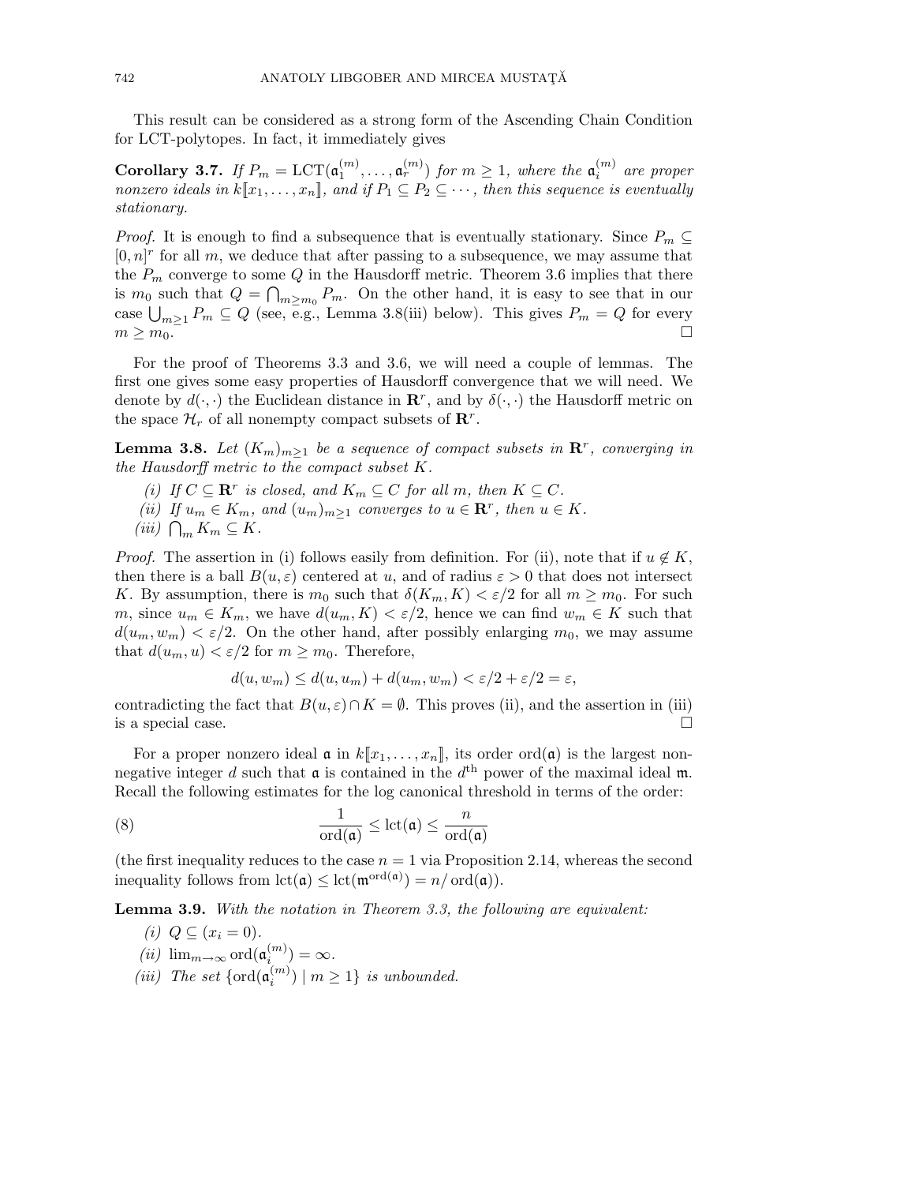This result can be considered as a strong form of the Ascending Chain Condition for LCT-polytopes. In fact, it immediately gives

**Corollary 3.7.** *If $P_m = \mathrm{LCT}(\mathfrak{a}_1^{(m)}, \ldots, \mathfrak{a}_r^{(m)})$ for $m \geq 1$, where the $\mathfrak{a}_i^{(m)}$ are proper nonzero ideals in $k[\![x_1, \ldots, x_n]\!]$, and if $P_1 \subseteq P_2 \subseteq \cdots$, then this sequence is eventually stationary.*

*Proof.* It is enough to find a subsequence that is eventually stationary. Since $P_m \subseteq [0, n]^r$ for all $m$, we deduce that after passing to a subsequence, we may assume that the $P_m$ converge to some $Q$ in the Hausdorff metric. Theorem 3.6 implies that there is $m_0$ such that $Q = \bigcap_{m \geq m_0} P_m$. On the other hand, it is easy to see that in our case $\bigcup_{m \geq 1} P_m \subseteq Q$ (see, e.g., Lemma 3.8(iii) below). This gives $P_m = Q$ for every $m \geq m_0$. $\square$

For the proof of Theorems 3.3 and 3.6, we will need a couple of lemmas. The first one gives some easy properties of Hausdorff convergence that we will need. We denote by $d(\cdot, \cdot)$ the Euclidean distance in $\mathbf{R}^r$, and by $\delta(\cdot, \cdot)$ the Hausdorff metric on the space $\mathcal{H}_r$ of all nonempty compact subsets of $\mathbf{R}^r$.

**Lemma 3.8.** *Let $(K_m)_{m \geq 1}$ be a sequence of compact subsets in $\mathbf{R}^r$, converging in the Hausdorff metric to the compact subset $K$.*

*(i) If $C \subseteq \mathbf{R}^r$ is closed, and $K_m \subseteq C$ for all $m$, then $K \subseteq C$.*
*(ii) If $u_m \in K_m$, and $(u_m)_{m \geq 1}$ converges to $u \in \mathbf{R}^r$, then $u \in K$.*
*(iii) $\bigcap_m K_m \subseteq K$.*

*Proof.* The assertion in (i) follows easily from definition. For (ii), note that if $u \notin K$, then there is a ball $B(u, \varepsilon)$ centered at $u$, and of radius $\varepsilon > 0$ that does not intersect $K$. By assumption, there is $m_0$ such that $\delta(K_m, K) < \varepsilon/2$ for all $m \geq m_0$. For such $m$, since $u_m \in K_m$, we have $d(u_m, K) < \varepsilon/2$, hence we can find $w_m \in K$ such that $d(u_m, w_m) < \varepsilon/2$. On the other hand, after possibly enlarging $m_0$, we may assume that $d(u_m, u) < \varepsilon/2$ for $m \geq m_0$. Therefore,

$$d(u, w_m) \leq d(u, u_m) + d(u_m, w_m) < \varepsilon/2 + \varepsilon/2 = \varepsilon,$$

contradicting the fact that $B(u, \varepsilon) \cap K = \emptyset$. This proves (ii), and the assertion in (iii) is a special case. $\square$

For a proper nonzero ideal $\mathfrak{a}$ in $k[\![x_1, \ldots, x_n]\!]$, its order $\mathrm{ord}(\mathfrak{a})$ is the largest nonnegative integer $d$ such that $\mathfrak{a}$ is contained in the $d^{\mathrm{th}}$ power of the maximal ideal $\mathfrak{m}$. Recall the following estimates for the log canonical threshold in terms of the order:

$$\frac{1}{\mathrm{ord}(\mathfrak{a})} \leq \mathrm{lct}(\mathfrak{a}) \leq \frac{n}{\mathrm{ord}(\mathfrak{a})} \tag{8}$$

(the first inequality reduces to the case $n = 1$ via Proposition 2.14, whereas the second inequality follows from $\mathrm{lct}(\mathfrak{a}) \leq \mathrm{lct}(\mathfrak{m}^{\mathrm{ord}(\mathfrak{a})}) = n/\mathrm{ord}(\mathfrak{a})$).

**Lemma 3.9.** *With the notation in Theorem 3.3, the following are equivalent:*

*(i) $Q \subseteq (x_i = 0)$.*
*(ii) $\lim_{m \to \infty} \mathrm{ord}(\mathfrak{a}_i^{(m)}) = \infty$.*
*(iii) The set $\{\mathrm{ord}(\mathfrak{a}_i^{(m)}) \mid m \geq 1\}$ is unbounded.*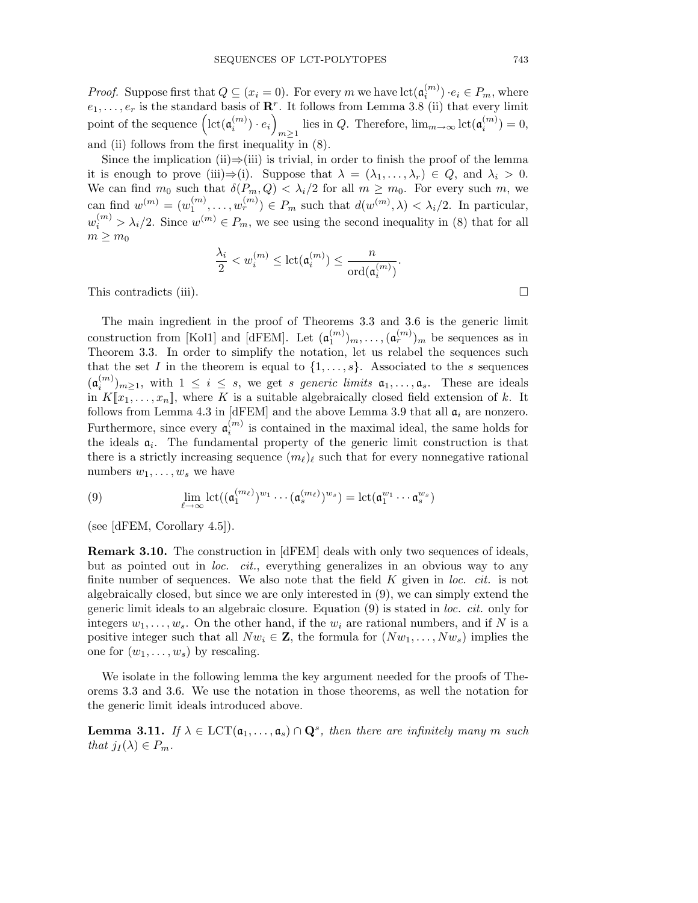*Proof.* Suppose first that $Q \subseteq (x_i = 0)$. For every $m$ we have $\mathrm{lct}(\mathfrak{a}_i^{(m)}) \cdot e_i \in P_m$, where $e_1, \ldots, e_r$ is the standard basis of $\mathbf{R}^r$. It follows from Lemma 3.8 (ii) that every limit point of the sequence $\left(\mathrm{lct}(\mathfrak{a}_i^{(m)}) \cdot e_i\right)_{m\geq 1}$ lies in $Q$. Therefore, $\lim_{m\to\infty} \mathrm{lct}(\mathfrak{a}_i^{(m)}) = 0$, and (ii) follows from the first inequality in (8).

Since the implication (ii)⇒(iii) is trivial, in order to finish the proof of the lemma it is enough to prove (iii)⇒(i). Suppose that $\lambda = (\lambda_1, \ldots, \lambda_r) \in Q$, and $\lambda_i > 0$. We can find $m_0$ such that $\delta(P_m, Q) < \lambda_i/2$ for all $m \geq m_0$. For every such $m$, we can find $w^{(m)} = (w_1^{(m)}, \ldots, w_r^{(m)}) \in P_m$ such that $d(w^{(m)}, \lambda) < \lambda_i/2$. In particular, $w_i^{(m)} > \lambda_i/2$. Since $w^{(m)} \in P_m$, we see using the second inequality in (8) that for all $m \geq m_0$

$$\frac{\lambda_i}{2} < w_i^{(m)} \leq \mathrm{lct}(\mathfrak{a}_i^{(m)}) \leq \frac{n}{\mathrm{ord}(\mathfrak{a}_i^{(m)})}.$$

This contradicts (iii). □

The main ingredient in the proof of Theorems 3.3 and 3.6 is the generic limit construction from [Kol1] and [dFEM]. Let $(\mathfrak{a}_1^{(m)})_m, \ldots, (\mathfrak{a}_r^{(m)})_m$ be sequences as in Theorem 3.3. In order to simplify the notation, let us relabel the sequences such that the set $I$ in the theorem is equal to $\{1, \ldots, s\}$. Associated to the $s$ sequences $(\mathfrak{a}_i^{(m)})_{m\geq 1}$, with $1 \leq i \leq s$, we get $s$ *generic limits* $\mathfrak{a}_1, \ldots, \mathfrak{a}_s$. These are ideals in $K[\![x_1, \ldots, x_n]\!]$, where $K$ is a suitable algebraically closed field extension of $k$. It follows from Lemma 4.3 in [dFEM] and the above Lemma 3.9 that all $\mathfrak{a}_i$ are nonzero. Furthermore, since every $\mathfrak{a}_i^{(m)}$ is contained in the maximal ideal, the same holds for the ideals $\mathfrak{a}_i$. The fundamental property of the generic limit construction is that there is a strictly increasing sequence $(m_\ell)_\ell$ such that for every nonnegative rational numbers $w_1, \ldots, w_s$ we have

$$\lim_{\ell\to\infty} \mathrm{lct}((\mathfrak{a}_1^{(m_\ell)})^{w_1} \cdots (\mathfrak{a}_s^{(m_\ell)})^{w_s}) = \mathrm{lct}(\mathfrak{a}_1^{w_1} \cdots \mathfrak{a}_s^{w_s}) \tag{9}$$

(see [dFEM, Corollary 4.5]).

**Remark 3.10.** The construction in [dFEM] deals with only two sequences of ideals, but as pointed out in *loc. cit.*, everything generalizes in an obvious way to any finite number of sequences. We also note that the field $K$ given in *loc. cit.* is not algebraically closed, but since we are only interested in (9), we can simply extend the generic limit ideals to an algebraic closure. Equation (9) is stated in *loc. cit.* only for integers $w_1, \ldots, w_s$. On the other hand, if the $w_i$ are rational numbers, and if $N$ is a positive integer such that all $Nw_i \in \mathbf{Z}$, the formula for $(Nw_1, \ldots, Nw_s)$ implies the one for $(w_1, \ldots, w_s)$ by rescaling.

We isolate in the following lemma the key argument needed for the proofs of Theorems 3.3 and 3.6. We use the notation in those theorems, as well the notation for the generic limit ideals introduced above.

**Lemma 3.11.** *If $\lambda \in \mathrm{LCT}(\mathfrak{a}_1, \ldots, \mathfrak{a}_s) \cap \mathbf{Q}^s$, then there are infinitely many $m$ such that $j_I(\lambda) \in P_m$.*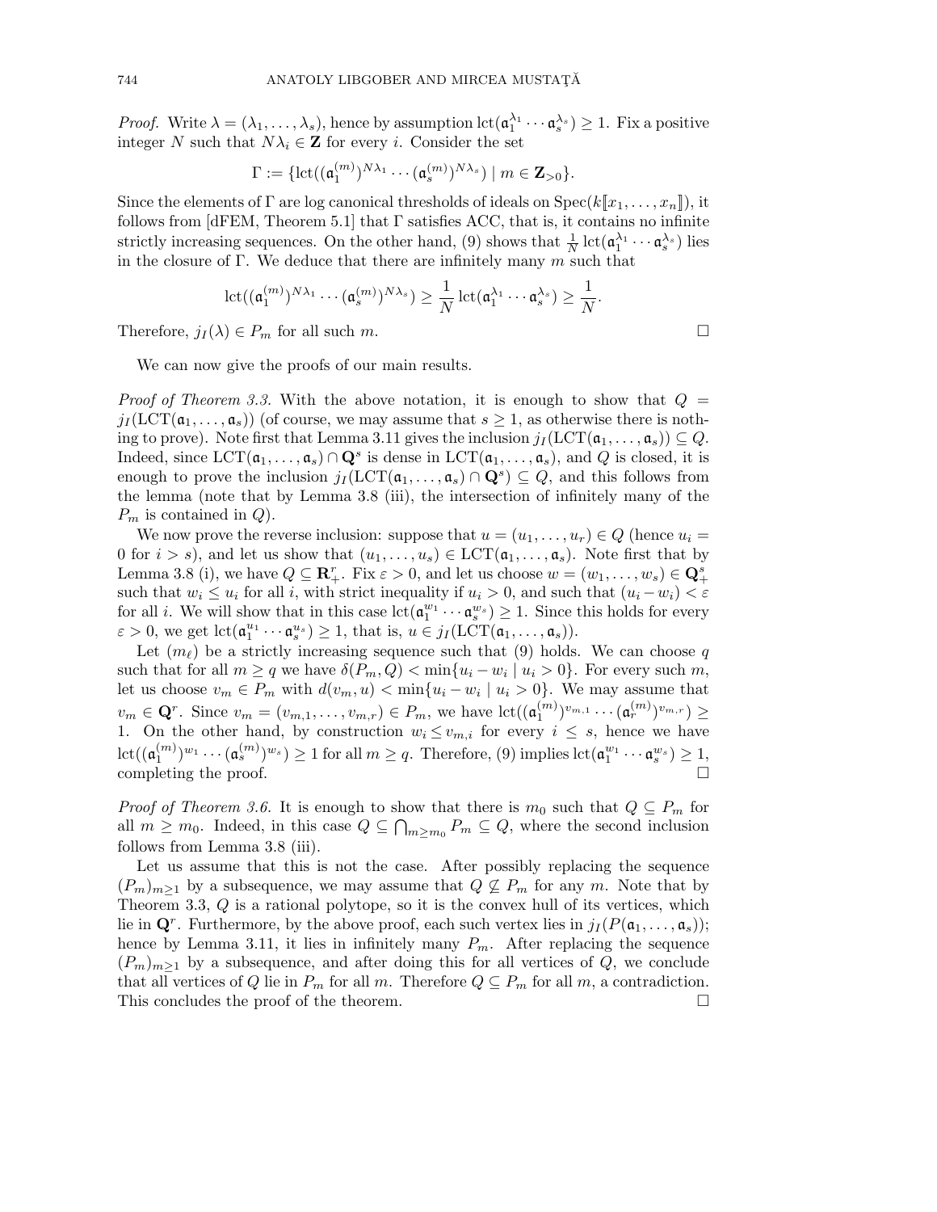*Proof.* Write $\lambda = (\lambda_1, \ldots, \lambda_s)$, hence by assumption $\mathrm{lct}(\mathfrak{a}_1^{\lambda_1} \cdots \mathfrak{a}_s^{\lambda_s}) \geq 1$. Fix a positive integer $N$ such that $N\lambda_i \in \mathbf{Z}$ for every $i$. Consider the set

$$\Gamma := \{\mathrm{lct}((\mathfrak{a}_1^{(m)})^{N\lambda_1} \cdots (\mathfrak{a}_s^{(m)})^{N\lambda_s}) \mid m \in \mathbf{Z}_{>0}\}.$$

Since the elements of $\Gamma$ are log canonical thresholds of ideals on $\mathrm{Spec}(k[\![x_1, \ldots, x_n]\!])$, it follows from [dFEM, Theorem 5.1] that $\Gamma$ satisfies ACC, that is, it contains no infinite strictly increasing sequences. On the other hand, (9) shows that $\frac{1}{N}\mathrm{lct}(\mathfrak{a}_1^{\lambda_1} \cdots \mathfrak{a}_s^{\lambda_s})$ lies in the closure of $\Gamma$. We deduce that there are infinitely many $m$ such that

$$\mathrm{lct}((\mathfrak{a}_1^{(m)})^{N\lambda_1} \cdots (\mathfrak{a}_s^{(m)})^{N\lambda_s}) \geq \frac{1}{N}\mathrm{lct}(\mathfrak{a}_1^{\lambda_1} \cdots \mathfrak{a}_s^{\lambda_s}) \geq \frac{1}{N}.$$

Therefore, $j_I(\lambda) \in P_m$ for all such $m$. $\square$

We can now give the proofs of our main results.

*Proof of Theorem 3.3.* With the above notation, it is enough to show that $Q = j_I(\mathrm{LCT}(\mathfrak{a}_1, \ldots, \mathfrak{a}_s))$ (of course, we may assume that $s \geq 1$, as otherwise there is nothing to prove). Note first that Lemma 3.11 gives the inclusion $j_I(\mathrm{LCT}(\mathfrak{a}_1, \ldots, \mathfrak{a}_s)) \subseteq Q$. Indeed, since $\mathrm{LCT}(\mathfrak{a}_1, \ldots, \mathfrak{a}_s) \cap \mathbf{Q}^s$ is dense in $\mathrm{LCT}(\mathfrak{a}_1, \ldots, \mathfrak{a}_s)$, and $Q$ is closed, it is enough to prove the inclusion $j_I(\mathrm{LCT}(\mathfrak{a}_1, \ldots, \mathfrak{a}_s) \cap \mathbf{Q}^s) \subseteq Q$, and this follows from the lemma (note that by Lemma 3.8 (iii), the intersection of infinitely many of the $P_m$ is contained in $Q$).

We now prove the reverse inclusion: suppose that $u = (u_1, \ldots, u_r) \in Q$ (hence $u_i = 0$ for $i > s$), and let us show that $(u_1, \ldots, u_s) \in \mathrm{LCT}(\mathfrak{a}_1, \ldots, \mathfrak{a}_s)$. Note first that by Lemma 3.8 (i), we have $Q \subseteq \mathbf{R}_+^r$. Fix $\varepsilon > 0$, and let us choose $w = (w_1, \ldots, w_s) \in \mathbf{Q}_+^s$ such that $w_i \leq u_i$ for all $i$, with strict inequality if $u_i > 0$, and such that $(u_i - w_i) < \varepsilon$ for all $i$. We will show that in this case $\mathrm{lct}(\mathfrak{a}_1^{w_1} \cdots \mathfrak{a}_s^{w_s}) \geq 1$. Since this holds for every $\varepsilon > 0$, we get $\mathrm{lct}(\mathfrak{a}_1^{u_1} \cdots \mathfrak{a}_s^{u_s}) \geq 1$, that is, $u \in j_I(\mathrm{LCT}(\mathfrak{a}_1, \ldots, \mathfrak{a}_s))$.

Let $(m_\ell)$ be a strictly increasing sequence such that (9) holds. We can choose $q$ such that for all $m \geq q$ we have $\delta(P_m, Q) < \min\{u_i - w_i \mid u_i > 0\}$. For every such $m$, let us choose $v_m \in P_m$ with $d(v_m, u) < \min\{u_i - w_i \mid u_i > 0\}$. We may assume that $v_m \in \mathbf{Q}^r$. Since $v_m = (v_{m,1}, \ldots, v_{m,r}) \in P_m$, we have $\mathrm{lct}((\mathfrak{a}_1^{(m)})^{v_{m,1}} \cdots (\mathfrak{a}_r^{(m)})^{v_{m,r}}) \geq 1$. On the other hand, by construction $w_i \leq v_{m,i}$ for every $i \leq s$, hence we have $\mathrm{lct}((\mathfrak{a}_1^{(m)})^{w_1} \cdots (\mathfrak{a}_s^{(m)})^{w_s}) \geq 1$ for all $m \geq q$. Therefore, (9) implies $\mathrm{lct}(\mathfrak{a}_1^{w_1} \cdots \mathfrak{a}_s^{w_s}) \geq 1$, completing the proof. $\square$

*Proof of Theorem 3.6.* It is enough to show that there is $m_0$ such that $Q \subseteq P_m$ for all $m \geq m_0$. Indeed, in this case $Q \subseteq \bigcap_{m \geq m_0} P_m \subseteq Q$, where the second inclusion follows from Lemma 3.8 (iii).

Let us assume that this is not the case. After possibly replacing the sequence $(P_m)_{m\geq 1}$ by a subsequence, we may assume that $Q \not\subseteq P_m$ for any $m$. Note that by Theorem 3.3, $Q$ is a rational polytope, so it is the convex hull of its vertices, which lie in $\mathbf{Q}^r$. Furthermore, by the above proof, each such vertex lies in $j_I(P(\mathfrak{a}_1, \ldots, \mathfrak{a}_s))$; hence by Lemma 3.11, it lies in infinitely many $P_m$. After replacing the sequence $(P_m)_{m\geq 1}$ by a subsequence, and after doing this for all vertices of $Q$, we conclude that all vertices of $Q$ lie in $P_m$ for all $m$. Therefore $Q \subseteq P_m$ for all $m$, a contradiction. This concludes the proof of the theorem. $\square$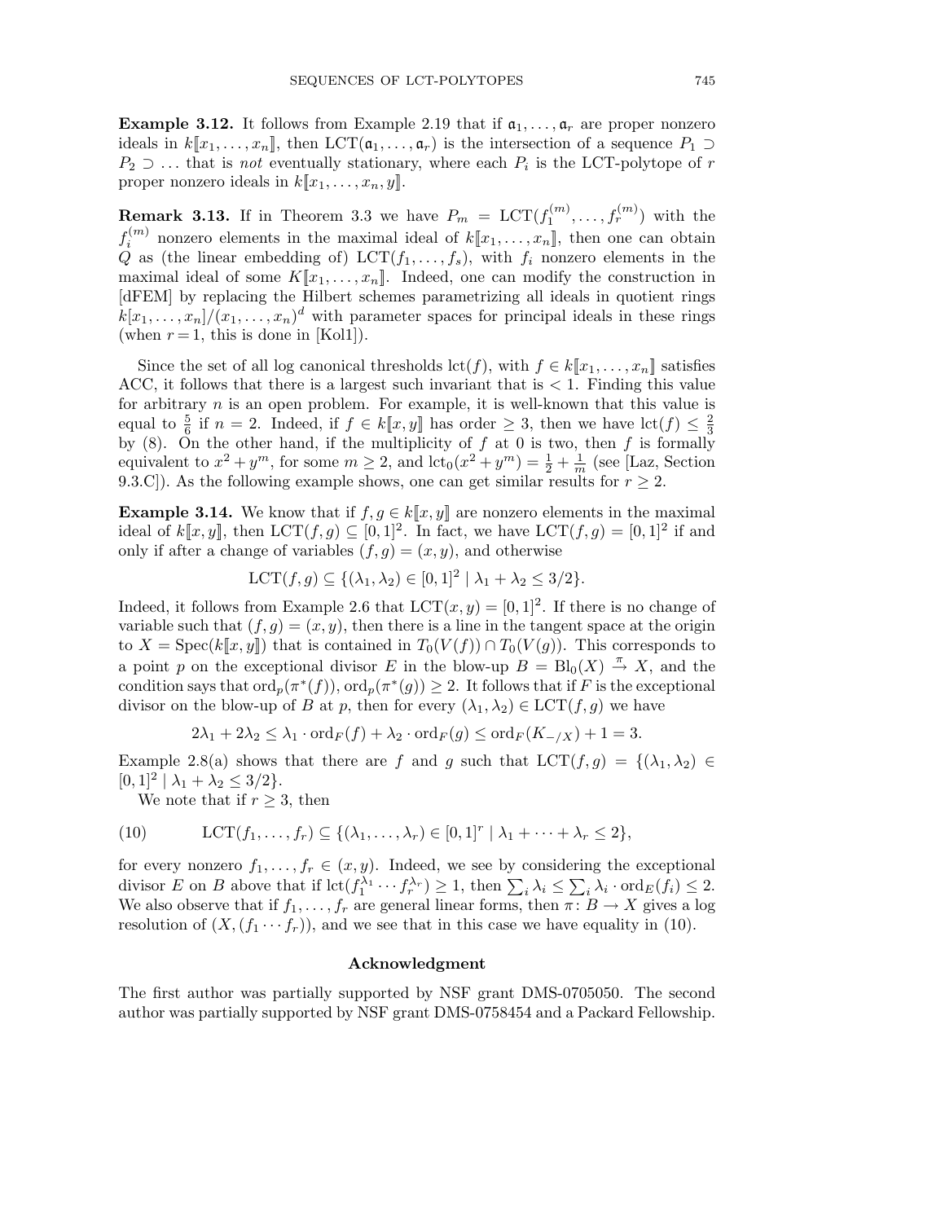**Example 3.12.** It follows from Example 2.19 that if $\mathfrak{a}_1, \ldots, \mathfrak{a}_r$ are proper nonzero ideals in $k[\![x_1, \ldots, x_n]\!]$, then $\mathrm{LCT}(\mathfrak{a}_1, \ldots, \mathfrak{a}_r)$ is the intersection of a sequence $P_1 \supset P_2 \supset \ldots$ that is *not* eventually stationary, where each $P_i$ is the LCT-polytope of $r$ proper nonzero ideals in $k[\![x_1, \ldots, x_n, y]\!]$.

**Remark 3.13.** If in Theorem 3.3 we have $P_m = \mathrm{LCT}(f_1^{(m)}, \ldots, f_r^{(m)})$ with the $f_i^{(m)}$ nonzero elements in the maximal ideal of $k[\![x_1, \ldots, x_n]\!]$, then one can obtain $Q$ as (the linear embedding of) $\mathrm{LCT}(f_1, \ldots, f_s)$, with $f_i$ nonzero elements in the maximal ideal of some $K[\![x_1, \ldots, x_n]\!]$. Indeed, one can modify the construction in [dFEM] by replacing the Hilbert schemes parametrizing all ideals in quotient rings $k[x_1, \ldots, x_n]/(x_1, \ldots, x_n)^d$ with parameter spaces for principal ideals in these rings (when $r = 1$, this is done in [Kol1]).

Since the set of all log canonical thresholds $\mathrm{lct}(f)$, with $f \in k[\![x_1, \ldots, x_n]\!]$ satisfies ACC, it follows that there is a largest such invariant that is $< 1$. Finding this value for arbitrary $n$ is an open problem. For example, it is well-known that this value is equal to $\frac{5}{6}$ if $n = 2$. Indeed, if $f \in k[\![x, y]\!]$ has order $\geq 3$, then we have $\mathrm{lct}(f) \leq \frac{2}{3}$ by (8). On the other hand, if the multiplicity of $f$ at 0 is two, then $f$ is formally equivalent to $x^2 + y^m$, for some $m \geq 2$, and $\mathrm{lct}_0(x^2 + y^m) = \frac{1}{2} + \frac{1}{m}$ (see [Laz, Section 9.3.C]). As the following example shows, one can get similar results for $r \geq 2$.

**Example 3.14.** We know that if $f, g \in k[\![x, y]\!]$ are nonzero elements in the maximal ideal of $k[\![x, y]\!]$, then $\mathrm{LCT}(f, g) \subseteq [0, 1]^2$. In fact, we have $\mathrm{LCT}(f, g) = [0, 1]^2$ if and only if after a change of variables $(f, g) = (x, y)$, and otherwise

$$\mathrm{LCT}(f, g) \subseteq \{(\lambda_1, \lambda_2) \in [0, 1]^2 \mid \lambda_1 + \lambda_2 \leq 3/2\}.$$

Indeed, it follows from Example 2.6 that $\mathrm{LCT}(x, y) = [0, 1]^2$. If there is no change of variable such that $(f, g) = (x, y)$, then there is a line in the tangent space at the origin to $X = \mathrm{Spec}(k[\![x, y]\!])$ that is contained in $T_0(V(f)) \cap T_0(V(g))$. This corresponds to a point $p$ on the exceptional divisor $E$ in the blow-up $B = \mathrm{Bl}_0(X) \xrightarrow{\pi} X$, and the condition says that $\mathrm{ord}_p(\pi^*(f)), \mathrm{ord}_p(\pi^*(g)) \geq 2$. It follows that if $F$ is the exceptional divisor on the blow-up of $B$ at $p$, then for every $(\lambda_1, \lambda_2) \in \mathrm{LCT}(f, g)$ we have

$$2\lambda_1 + 2\lambda_2 \leq \lambda_1 \cdot \mathrm{ord}_F(f) + \lambda_2 \cdot \mathrm{ord}_F(g) \leq \mathrm{ord}_F(K_{-/X}) + 1 = 3.$$

Example 2.8(a) shows that there are $f$ and $g$ such that $\mathrm{LCT}(f, g) = \{(\lambda_1, \lambda_2) \in [0, 1]^2 \mid \lambda_1 + \lambda_2 \leq 3/2\}$.

We note that if $r \geq 3$, then

$$\mathrm{LCT}(f_1, \ldots, f_r) \subseteq \{(\lambda_1, \ldots, \lambda_r) \in [0, 1]^r \mid \lambda_1 + \cdots + \lambda_r \leq 2\}, \tag{10}$$

for every nonzero $f_1, \ldots, f_r \in (x, y)$. Indeed, we see by considering the exceptional divisor $E$ on $B$ above that if $\mathrm{lct}(f_1^{\lambda_1} \cdots f_r^{\lambda_r}) \geq 1$, then $\sum_i \lambda_i \leq \sum_i \lambda_i \cdot \mathrm{ord}_E(f_i) \leq 2$. We also observe that if $f_1, \ldots, f_r$ are general linear forms, then $\pi \colon B \to X$ gives a log resolution of $(X, (f_1 \cdots f_r))$, and we see that in this case we have equality in (10).

## Acknowledgment

The first author was partially supported by NSF grant DMS-0705050. The second author was partially supported by NSF grant DMS-0758454 and a Packard Fellowship.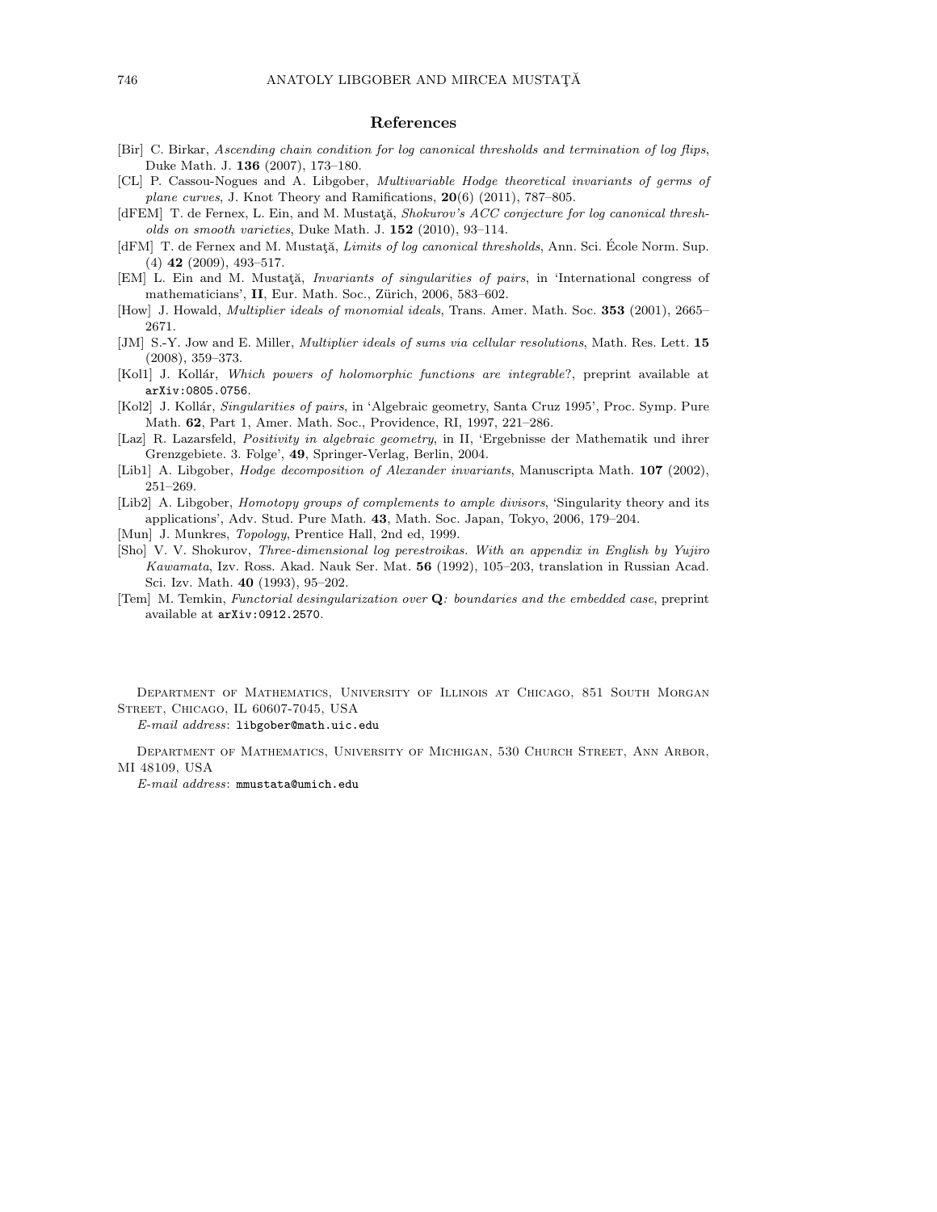## References

[Bir] C. Birkar, *Ascending chain condition for log canonical thresholds and termination of log flips*, Duke Math. J. **136** (2007), 173–180.

[CL] P. Cassou-Nogues and A. Libgober, *Multivariable Hodge theoretical invariants of germs of plane curves*, J. Knot Theory and Ramifications, **20**(6) (2011), 787–805.

[dFEM] T. de Fernex, L. Ein, and M. Mustaţă, *Shokurov's ACC conjecture for log canonical thresholds on smooth varieties*, Duke Math. J. **152** (2010), 93–114.

[dFM] T. de Fernex and M. Mustaţă, *Limits of log canonical thresholds*, Ann. Sci. École Norm. Sup. (4) **42** (2009), 493–517.

[EM] L. Ein and M. Mustaţă, *Invariants of singularities of pairs*, in 'International congress of mathematicians', **II**, Eur. Math. Soc., Zürich, 2006, 583–602.

[How] J. Howald, *Multiplier ideals of monomial ideals*, Trans. Amer. Math. Soc. **353** (2001), 2665–2671.

[JM] S.-Y. Jow and E. Miller, *Multiplier ideals of sums via cellular resolutions*, Math. Res. Lett. **15** (2008), 359–373.

[Kol1] J. Kollár, *Which powers of holomorphic functions are integrable*?, preprint available at arXiv:0805.0756.

[Kol2] J. Kollár, *Singularities of pairs*, in 'Algebraic geometry, Santa Cruz 1995', Proc. Symp. Pure Math. **62**, Part 1, Amer. Math. Soc., Providence, RI, 1997, 221–286.

[Laz] R. Lazarsfeld, *Positivity in algebraic geometry*, in II, 'Ergebnisse der Mathematik und ihrer Grenzgebiete. 3. Folge', **49**, Springer-Verlag, Berlin, 2004.

[Lib1] A. Libgober, *Hodge decomposition of Alexander invariants*, Manuscripta Math. **107** (2002), 251–269.

[Lib2] A. Libgober, *Homotopy groups of complements to ample divisors*, 'Singularity theory and its applications', Adv. Stud. Pure Math. **43**, Math. Soc. Japan, Tokyo, 2006, 179–204.

[Mun] J. Munkres, *Topology*, Prentice Hall, 2nd ed, 1999.

[Sho] V. V. Shokurov, *Three-dimensional log perestroikas. With an appendix in English by Yujiro Kawamata*, Izv. Ross. Akad. Nauk Ser. Mat. **56** (1992), 105–203, translation in Russian Acad. Sci. Izv. Math. **40** (1993), 95–202.

[Tem] M. Temkin, *Functorial desingularization over* **Q***: boundaries and the embedded case*, preprint available at arXiv:0912.2570.

Department of Mathematics, University of Illinois at Chicago, 851 South Morgan Street, Chicago, IL 60607-7045, USA

*E-mail address*: libgober@math.uic.edu

Department of Mathematics, University of Michigan, 530 Church Street, Ann Arbor, MI 48109, USA

*E-mail address*: mmustata@umich.edu